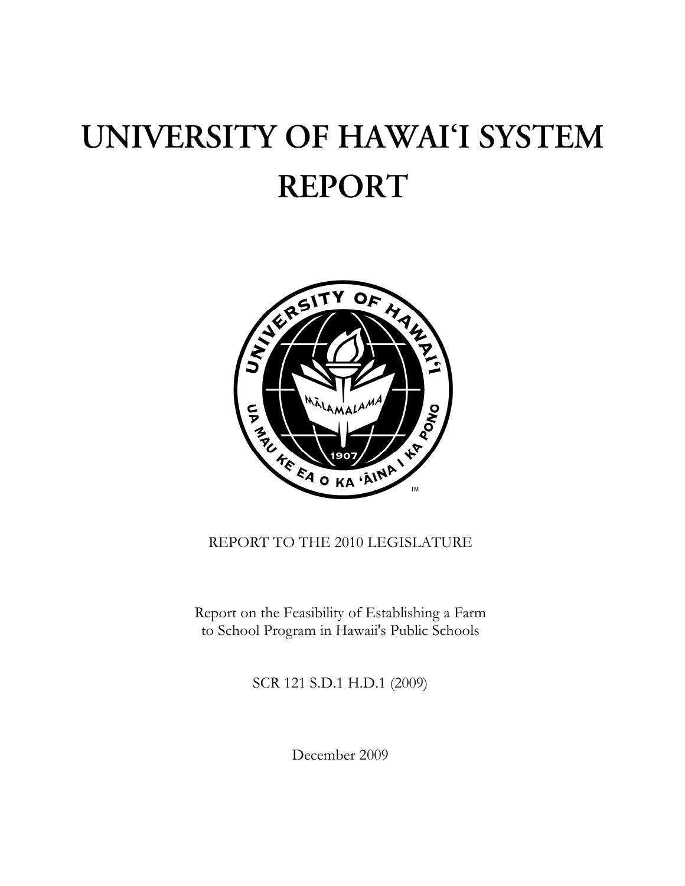# UNIVERSITY OF HAWAI'I SYSTEM REPORT

REPORT TO THE 2010 LEGISLATURE

Report on the Feasibility of Establishing a Farm to School Program in Hawaii's Public Schools

SCR 121 S.D.1 H.D.1 (2009)

December 2009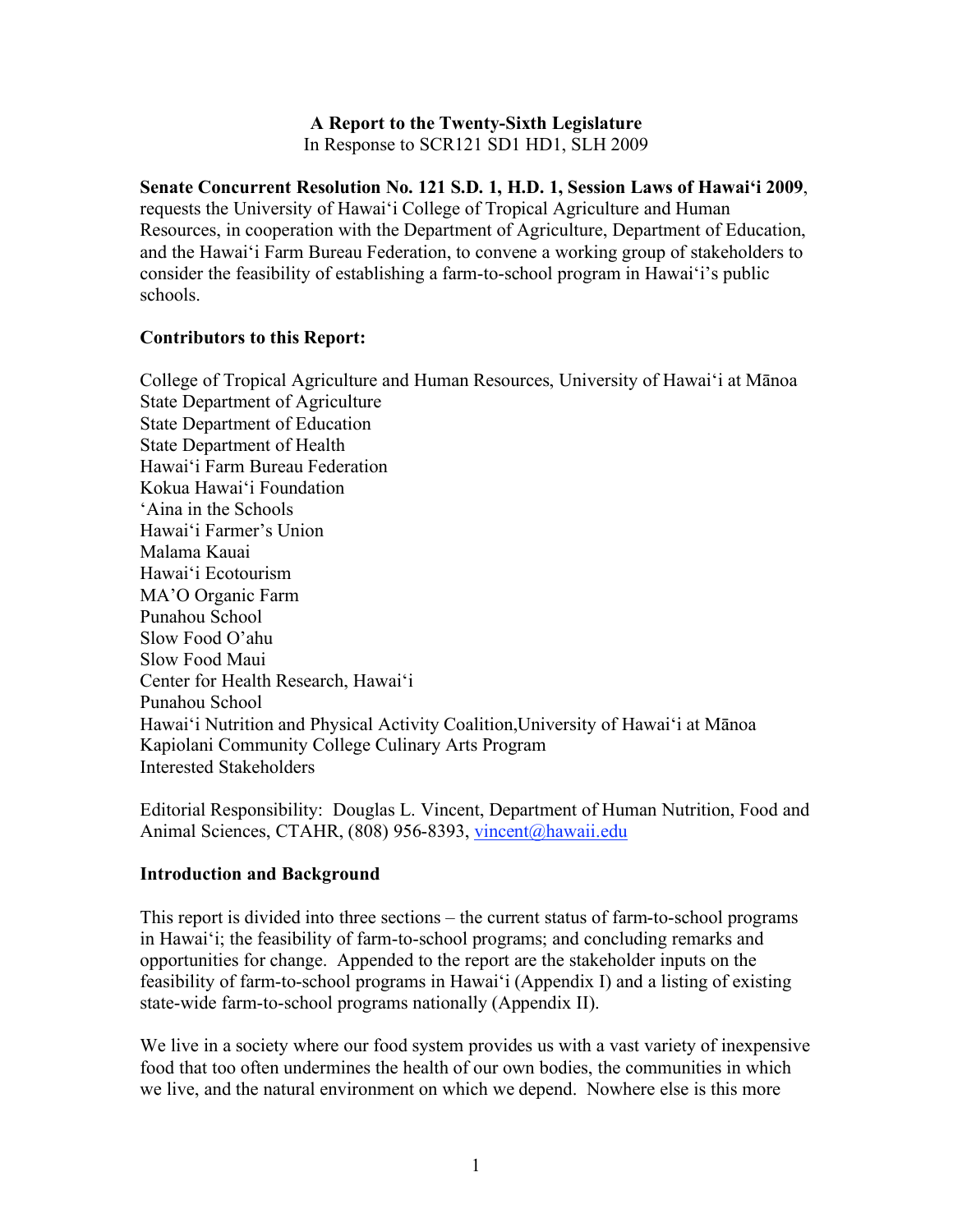**A Report to the Twenty-Sixth Legislature**
In Response to SCR121 SD1 HD1, SLH 2009

**Senate Concurrent Resolution No. 121 S.D. 1, H.D. 1, Session Laws of Hawai‘i 2009**, requests the University of Hawai‘i College of Tropical Agriculture and Human Resources, in cooperation with the Department of Agriculture, Department of Education, and the Hawai‘i Farm Bureau Federation, to convene a working group of stakeholders to consider the feasibility of establishing a farm-to-school program in Hawai‘i's public schools.

**Contributors to this Report:**

College of Tropical Agriculture and Human Resources, University of Hawai‘i at Mānoa
State Department of Agriculture
State Department of Education
State Department of Health
Hawai‘i Farm Bureau Federation
Kokua Hawai‘i Foundation
‘Aina in the Schools
Hawai‘i Farmer's Union
Malama Kauai
Hawai‘i Ecotourism
MA'O Organic Farm
Punahou School
Slow Food O'ahu
Slow Food Maui
Center for Health Research, Hawai‘i
Punahou School
Hawai‘i Nutrition and Physical Activity Coalition,University of Hawai‘i at Mānoa
Kapiolani Community College Culinary Arts Program
Interested Stakeholders

Editorial Responsibility: Douglas L. Vincent, Department of Human Nutrition, Food and Animal Sciences, CTAHR, (808) 956-8393, vincent@hawaii.edu

**Introduction and Background**

This report is divided into three sections – the current status of farm-to-school programs in Hawai‘i; the feasibility of farm-to-school programs; and concluding remarks and opportunities for change. Appended to the report are the stakeholder inputs on the feasibility of farm-to-school programs in Hawai‘i (Appendix I) and a listing of existing state-wide farm-to-school programs nationally (Appendix II).

We live in a society where our food system provides us with a vast variety of inexpensive food that too often undermines the health of our own bodies, the communities in which we live, and the natural environment on which we depend. Nowhere else is this more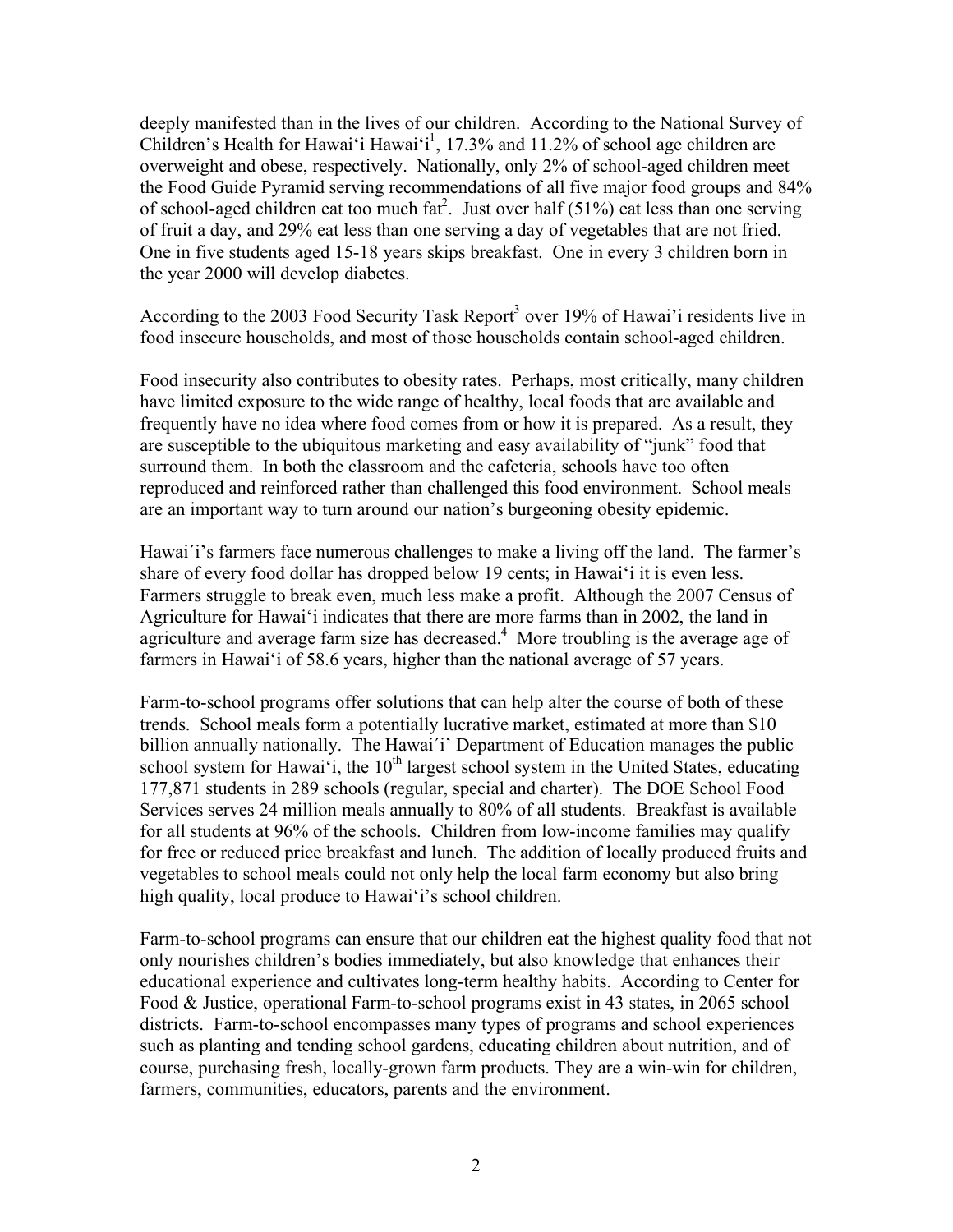deeply manifested than in the lives of our children. According to the National Survey of Children's Health for Hawai'i Hawai'i[1], 17.3% and 11.2% of school age children are overweight and obese, respectively. Nationally, only 2% of school-aged children meet the Food Guide Pyramid serving recommendations of all five major food groups and 84% of school-aged children eat too much fat[2]. Just over half (51%) eat less than one serving of fruit a day, and 29% eat less than one serving a day of vegetables that are not fried. One in five students aged 15-18 years skips breakfast. One in every 3 children born in the year 2000 will develop diabetes.

According to the 2003 Food Security Task Report[3] over 19% of Hawai'i residents live in food insecure households, and most of those households contain school-aged children.

Food insecurity also contributes to obesity rates. Perhaps, most critically, many children have limited exposure to the wide range of healthy, local foods that are available and frequently have no idea where food comes from or how it is prepared. As a result, they are susceptible to the ubiquitous marketing and easy availability of "junk" food that surround them. In both the classroom and the cafeteria, schools have too often reproduced and reinforced rather than challenged this food environment. School meals are an important way to turn around our nation's burgeoning obesity epidemic.

Hawai´i's farmers face numerous challenges to make a living off the land. The farmer's share of every food dollar has dropped below 19 cents; in Hawai'i it is even less. Farmers struggle to break even, much less make a profit. Although the 2007 Census of Agriculture for Hawai'i indicates that there are more farms than in 2002, the land in agriculture and average farm size has decreased.[4] More troubling is the average age of farmers in Hawai'i of 58.6 years, higher than the national average of 57 years.

Farm-to-school programs offer solutions that can help alter the course of both of these trends. School meals form a potentially lucrative market, estimated at more than $10 billion annually nationally. The Hawai´i' Department of Education manages the public school system for Hawai'i, the 10th largest school system in the United States, educating 177,871 students in 289 schools (regular, special and charter). The DOE School Food Services serves 24 million meals annually to 80% of all students. Breakfast is available for all students at 96% of the schools. Children from low-income families may qualify for free or reduced price breakfast and lunch. The addition of locally produced fruits and vegetables to school meals could not only help the local farm economy but also bring high quality, local produce to Hawai'i's school children.

Farm-to-school programs can ensure that our children eat the highest quality food that not only nourishes children's bodies immediately, but also knowledge that enhances their educational experience and cultivates long-term healthy habits. According to Center for Food & Justice, operational Farm-to-school programs exist in 43 states, in 2065 school districts. Farm-to-school encompasses many types of programs and school experiences such as planting and tending school gardens, educating children about nutrition, and of course, purchasing fresh, locally-grown farm products. They are a win-win for children, farmers, communities, educators, parents and the environment.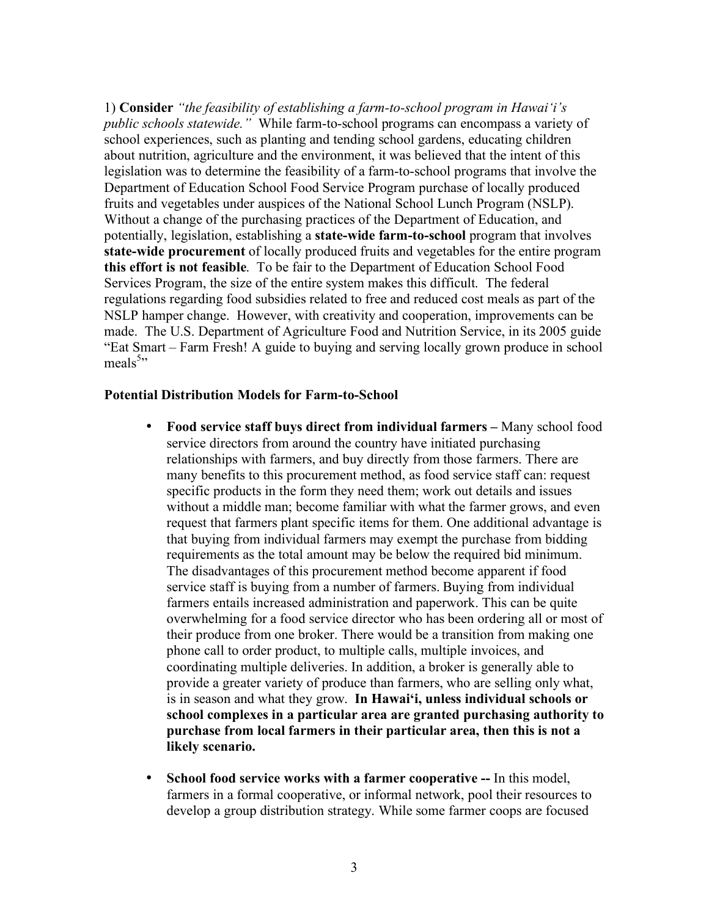1) **Consider** *"the feasibility of establishing a farm-to-school program in Hawai'i's public schools statewide."* While farm-to-school programs can encompass a variety of school experiences, such as planting and tending school gardens, educating children about nutrition, agriculture and the environment, it was believed that the intent of this legislation was to determine the feasibility of a farm-to-school programs that involve the Department of Education School Food Service Program purchase of locally produced fruits and vegetables under auspices of the National School Lunch Program (NSLP). Without a change of the purchasing practices of the Department of Education, and potentially, legislation, establishing a **state-wide farm-to-school** program that involves **state-wide procurement** of locally produced fruits and vegetables for the entire program **this effort is not feasible**. To be fair to the Department of Education School Food Services Program, the size of the entire system makes this difficult. The federal regulations regarding food subsidies related to free and reduced cost meals as part of the NSLP hamper change. However, with creativity and cooperation, improvements can be made. The U.S. Department of Agriculture Food and Nutrition Service, in its 2005 guide "Eat Smart – Farm Fresh! A guide to buying and serving locally grown produce in school meals[5]"

**Potential Distribution Models for Farm-to-School**

- **Food service staff buys direct from individual farmers –** Many school food service directors from around the country have initiated purchasing relationships with farmers, and buy directly from those farmers. There are many benefits to this procurement method, as food service staff can: request specific products in the form they need them; work out details and issues without a middle man; become familiar with what the farmer grows, and even request that farmers plant specific items for them. One additional advantage is that buying from individual farmers may exempt the purchase from bidding requirements as the total amount may be below the required bid minimum. The disadvantages of this procurement method become apparent if food service staff is buying from a number of farmers. Buying from individual farmers entails increased administration and paperwork. This can be quite overwhelming for a food service director who has been ordering all or most of their produce from one broker. There would be a transition from making one phone call to order product, to multiple calls, multiple invoices, and coordinating multiple deliveries. In addition, a broker is generally able to provide a greater variety of produce than farmers, who are selling only what, is in season and what they grow. **In Hawai'i, unless individual schools or school complexes in a particular area are granted purchasing authority to purchase from local farmers in their particular area, then this is not a likely scenario.**

- **School food service works with a farmer cooperative --** In this model, farmers in a formal cooperative, or informal network, pool their resources to develop a group distribution strategy. While some farmer coops are focused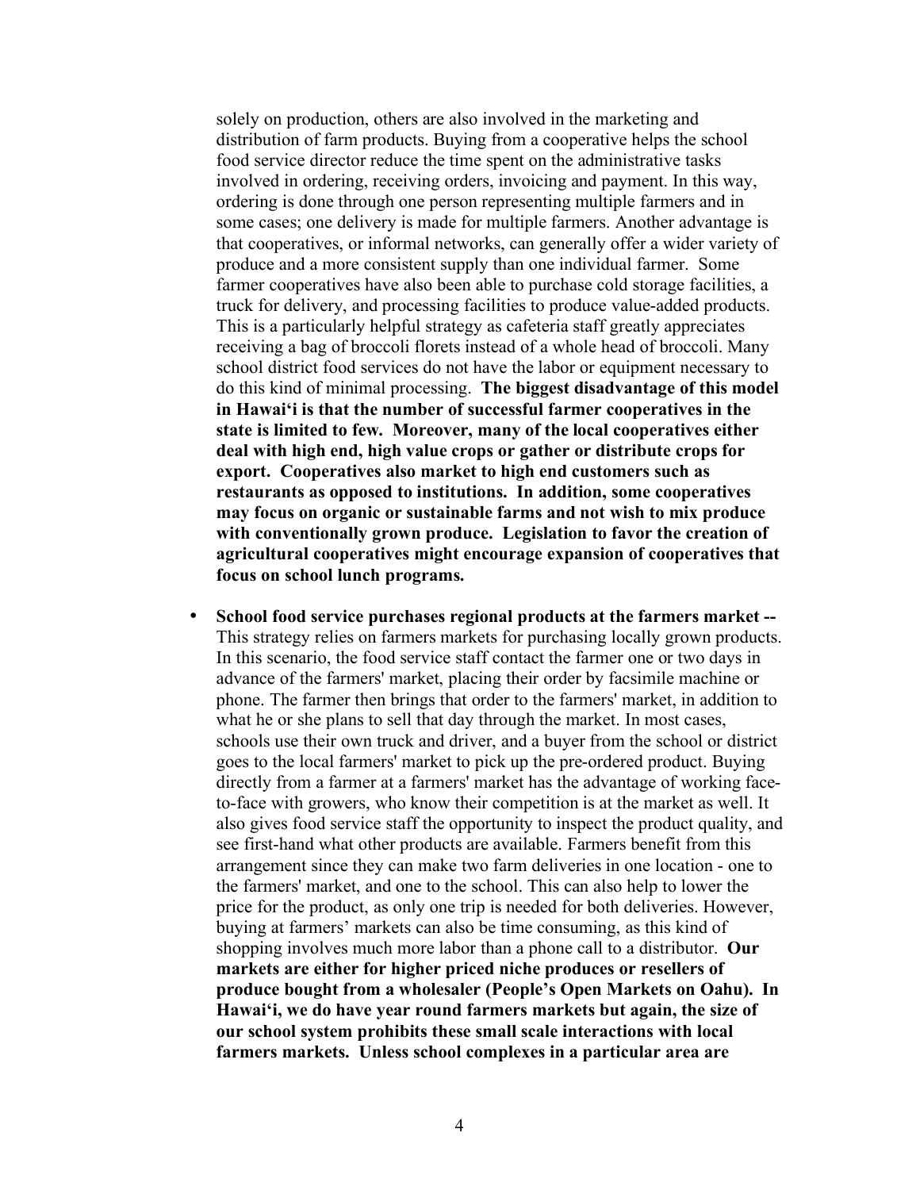solely on production, others are also involved in the marketing and distribution of farm products. Buying from a cooperative helps the school food service director reduce the time spent on the administrative tasks involved in ordering, receiving orders, invoicing and payment. In this way, ordering is done through one person representing multiple farmers and in some cases; one delivery is made for multiple farmers. Another advantage is that cooperatives, or informal networks, can generally offer a wider variety of produce and a more consistent supply than one individual farmer. Some farmer cooperatives have also been able to purchase cold storage facilities, a truck for delivery, and processing facilities to produce value-added products. This is a particularly helpful strategy as cafeteria staff greatly appreciates receiving a bag of broccoli florets instead of a whole head of broccoli. Many school district food services do not have the labor or equipment necessary to do this kind of minimal processing. **The biggest disadvantage of this model in Hawai'i is that the number of successful farmer cooperatives in the state is limited to few. Moreover, many of the local cooperatives either deal with high end, high value crops or gather or distribute crops for export. Cooperatives also market to high end customers such as restaurants as opposed to institutions. In addition, some cooperatives may focus on organic or sustainable farms and not wish to mix produce with conventionally grown produce. Legislation to favor the creation of agricultural cooperatives might encourage expansion of cooperatives that focus on school lunch programs.**

- **School food service purchases regional products at the farmers market --** This strategy relies on farmers markets for purchasing locally grown products. In this scenario, the food service staff contact the farmer one or two days in advance of the farmers' market, placing their order by facsimile machine or phone. The farmer then brings that order to the farmers' market, in addition to what he or she plans to sell that day through the market. In most cases, schools use their own truck and driver, and a buyer from the school or district goes to the local farmers' market to pick up the pre-ordered product. Buying directly from a farmer at a farmers' market has the advantage of working face-to-face with growers, who know their competition is at the market as well. It also gives food service staff the opportunity to inspect the product quality, and see first-hand what other products are available. Farmers benefit from this arrangement since they can make two farm deliveries in one location - one to the farmers' market, and one to the school. This can also help to lower the price for the product, as only one trip is needed for both deliveries. However, buying at farmers' markets can also be time consuming, as this kind of shopping involves much more labor than a phone call to a distributor. **Our markets are either for higher priced niche produces or resellers of produce bought from a wholesaler (People's Open Markets on Oahu). In Hawai'i, we do have year round farmers markets but again, the size of our school system prohibits these small scale interactions with local farmers markets. Unless school complexes in a particular area are**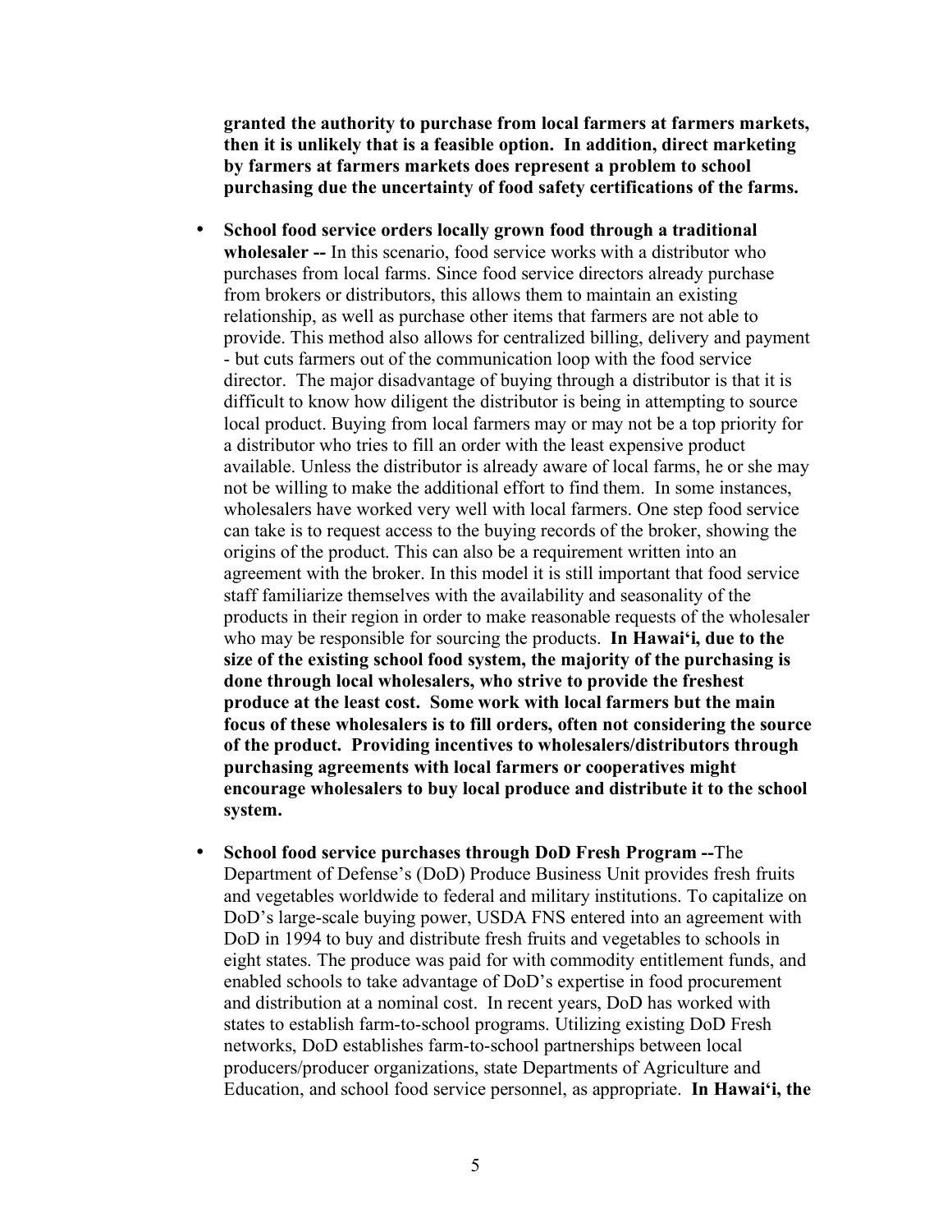**granted the authority to purchase from local farmers at farmers markets, then it is unlikely that is a feasible option. In addition, direct marketing by farmers at farmers markets does represent a problem to school purchasing due the uncertainty of food safety certifications of the farms.**

- **School food service orders locally grown food through a traditional wholesaler --** In this scenario, food service works with a distributor who purchases from local farms. Since food service directors already purchase from brokers or distributors, this allows them to maintain an existing relationship, as well as purchase other items that farmers are not able to provide. This method also allows for centralized billing, delivery and payment - but cuts farmers out of the communication loop with the food service director. The major disadvantage of buying through a distributor is that it is difficult to know how diligent the distributor is being in attempting to source local product. Buying from local farmers may or may not be a top priority for a distributor who tries to fill an order with the least expensive product available. Unless the distributor is already aware of local farms, he or she may not be willing to make the additional effort to find them. In some instances, wholesalers have worked very well with local farmers. One step food service can take is to request access to the buying records of the broker, showing the origins of the product. This can also be a requirement written into an agreement with the broker. In this model it is still important that food service staff familiarize themselves with the availability and seasonality of the products in their region in order to make reasonable requests of the wholesaler who may be responsible for sourcing the products. **In Hawai'i, due to the size of the existing school food system, the majority of the purchasing is done through local wholesalers, who strive to provide the freshest produce at the least cost. Some work with local farmers but the main focus of these wholesalers is to fill orders, often not considering the source of the product. Providing incentives to wholesalers/distributors through purchasing agreements with local farmers or cooperatives might encourage wholesalers to buy local produce and distribute it to the school system.**

- **School food service purchases through DoD Fresh Program --**The Department of Defense's (DoD) Produce Business Unit provides fresh fruits and vegetables worldwide to federal and military institutions. To capitalize on DoD's large-scale buying power, USDA FNS entered into an agreement with DoD in 1994 to buy and distribute fresh fruits and vegetables to schools in eight states. The produce was paid for with commodity entitlement funds, and enabled schools to take advantage of DoD's expertise in food procurement and distribution at a nominal cost. In recent years, DoD has worked with states to establish farm-to-school programs. Utilizing existing DoD Fresh networks, DoD establishes farm-to-school partnerships between local producers/producer organizations, state Departments of Agriculture and Education, and school food service personnel, as appropriate. **In Hawai'i, the**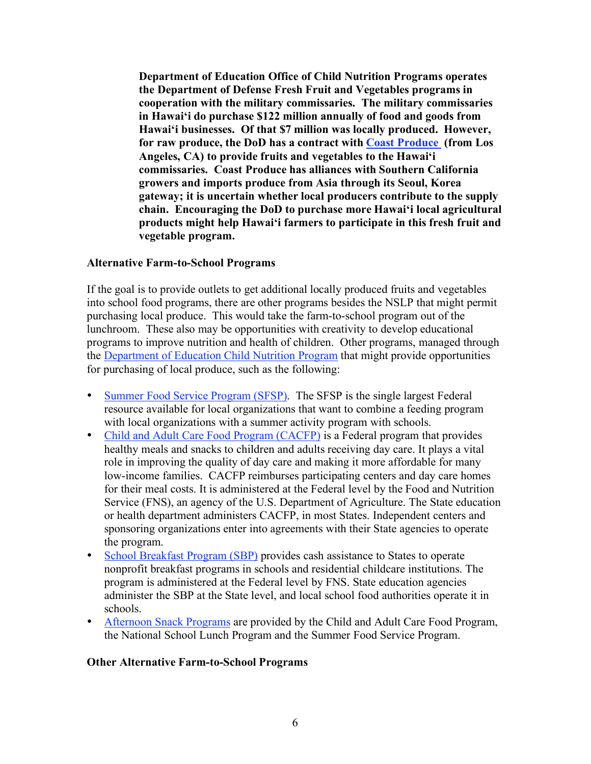**Department of Education Office of Child Nutrition Programs operates the Department of Defense Fresh Fruit and Vegetables programs in cooperation with the military commissaries. The military commissaries in Hawaiʻi do purchase $122 million annually of food and goods from Hawaiʻi businesses. Of that $7 million was locally produced. However, for raw produce, the DoD has a contract with Coast Produce (from Los Angeles, CA) to provide fruits and vegetables to the Hawaiʻi commissaries. Coast Produce has alliances with Southern California growers and imports produce from Asia through its Seoul, Korea gateway; it is uncertain whether local producers contribute to the supply chain. Encouraging the DoD to purchase more Hawaiʻi local agricultural products might help Hawaiʻi farmers to participate in this fresh fruit and vegetable program.**

### Alternative Farm-to-School Programs

If the goal is to provide outlets to get additional locally produced fruits and vegetables into school food programs, there are other programs besides the NSLP that might permit purchasing local produce. This would take the farm-to-school program out of the lunchroom. These also may be opportunities with creativity to develop educational programs to improve nutrition and health of children. Other programs, managed through the Department of Education Child Nutrition Program that might provide opportunities for purchasing of local produce, such as the following:

- Summer Food Service Program (SFSP). The SFSP is the single largest Federal resource available for local organizations that want to combine a feeding program with local organizations with a summer activity program with schools.
- Child and Adult Care Food Program (CACFP) is a Federal program that provides healthy meals and snacks to children and adults receiving day care. It plays a vital role in improving the quality of day care and making it more affordable for many low-income families. CACFP reimburses participating centers and day care homes for their meal costs. It is administered at the Federal level by the Food and Nutrition Service (FNS), an agency of the U.S. Department of Agriculture. The State education or health department administers CACFP, in most States. Independent centers and sponsoring organizations enter into agreements with their State agencies to operate the program.
- School Breakfast Program (SBP) provides cash assistance to States to operate nonprofit breakfast programs in schools and residential childcare institutions. The program is administered at the Federal level by FNS. State education agencies administer the SBP at the State level, and local school food authorities operate it in schools.
- Afternoon Snack Programs are provided by the Child and Adult Care Food Program, the National School Lunch Program and the Summer Food Service Program.

### Other Alternative Farm-to-School Programs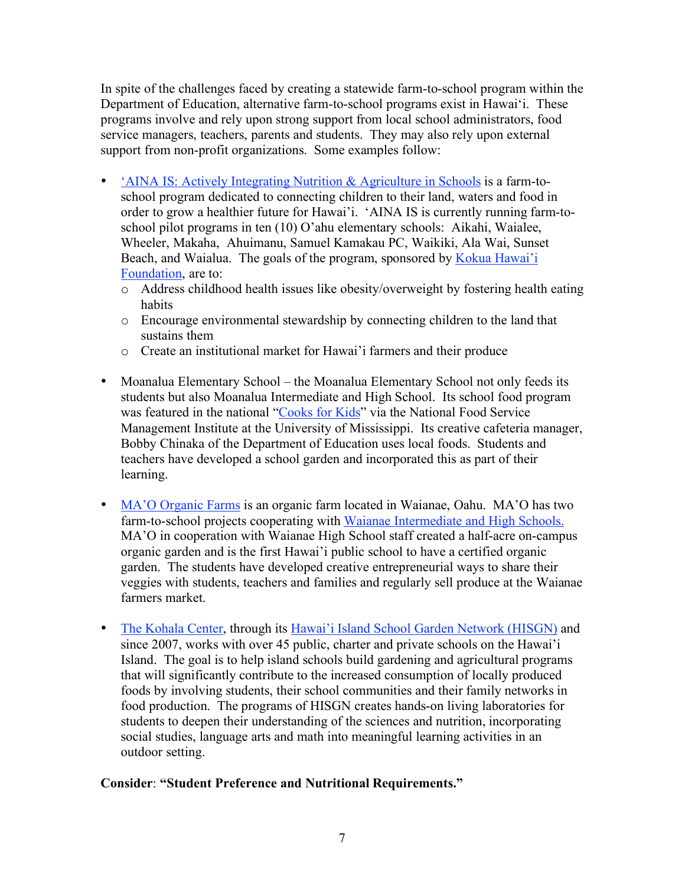In spite of the challenges faced by creating a statewide farm-to-school program within the Department of Education, alternative farm-to-school programs exist in Hawai'i. These programs involve and rely upon strong support from local school administrators, food service managers, teachers, parents and students. They may also rely upon external support from non-profit organizations. Some examples follow:

- 'AINA IS: Actively Integrating Nutrition & Agriculture in Schools is a farm-to-school program dedicated to connecting children to their land, waters and food in order to grow a healthier future for Hawai'i. 'AINA IS is currently running farm-to-school pilot programs in ten (10) O'ahu elementary schools: Aikahi, Waialee, Wheeler, Makaha, Ahuimanu, Samuel Kamakau PC, Waikiki, Ala Wai, Sunset Beach, and Waialua. The goals of the program, sponsored by Kokua Hawai'i Foundation, are to:
  - Address childhood health issues like obesity/overweight by fostering health eating habits
  - Encourage environmental stewardship by connecting children to the land that sustains them
  - Create an institutional market for Hawai'i farmers and their produce

- Moanalua Elementary School – the Moanalua Elementary School not only feeds its students but also Moanalua Intermediate and High School. Its school food program was featured in the national "Cooks for Kids" via the National Food Service Management Institute at the University of Mississippi. Its creative cafeteria manager, Bobby Chinaka of the Department of Education uses local foods. Students and teachers have developed a school garden and incorporated this as part of their learning.

- MA'O Organic Farms is an organic farm located in Waianae, Oahu. MA'O has two farm-to-school projects cooperating with Waianae Intermediate and High Schools. MA'O in cooperation with Waianae High School staff created a half-acre on-campus organic garden and is the first Hawai'i public school to have a certified organic garden. The students have developed creative entrepreneurial ways to share their veggies with students, teachers and families and regularly sell produce at the Waianae farmers market.

- The Kohala Center, through its Hawai'i Island School Garden Network (HISGN) and since 2007, works with over 45 public, charter and private schools on the Hawai'i Island. The goal is to help island schools build gardening and agricultural programs that will significantly contribute to the increased consumption of locally produced foods by involving students, their school communities and their family networks in food production. The programs of HISGN creates hands-on living laboratories for students to deepen their understanding of the sciences and nutrition, incorporating social studies, language arts and math into meaningful learning activities in an outdoor setting.

**Consider**: **"Student Preference and Nutritional Requirements."**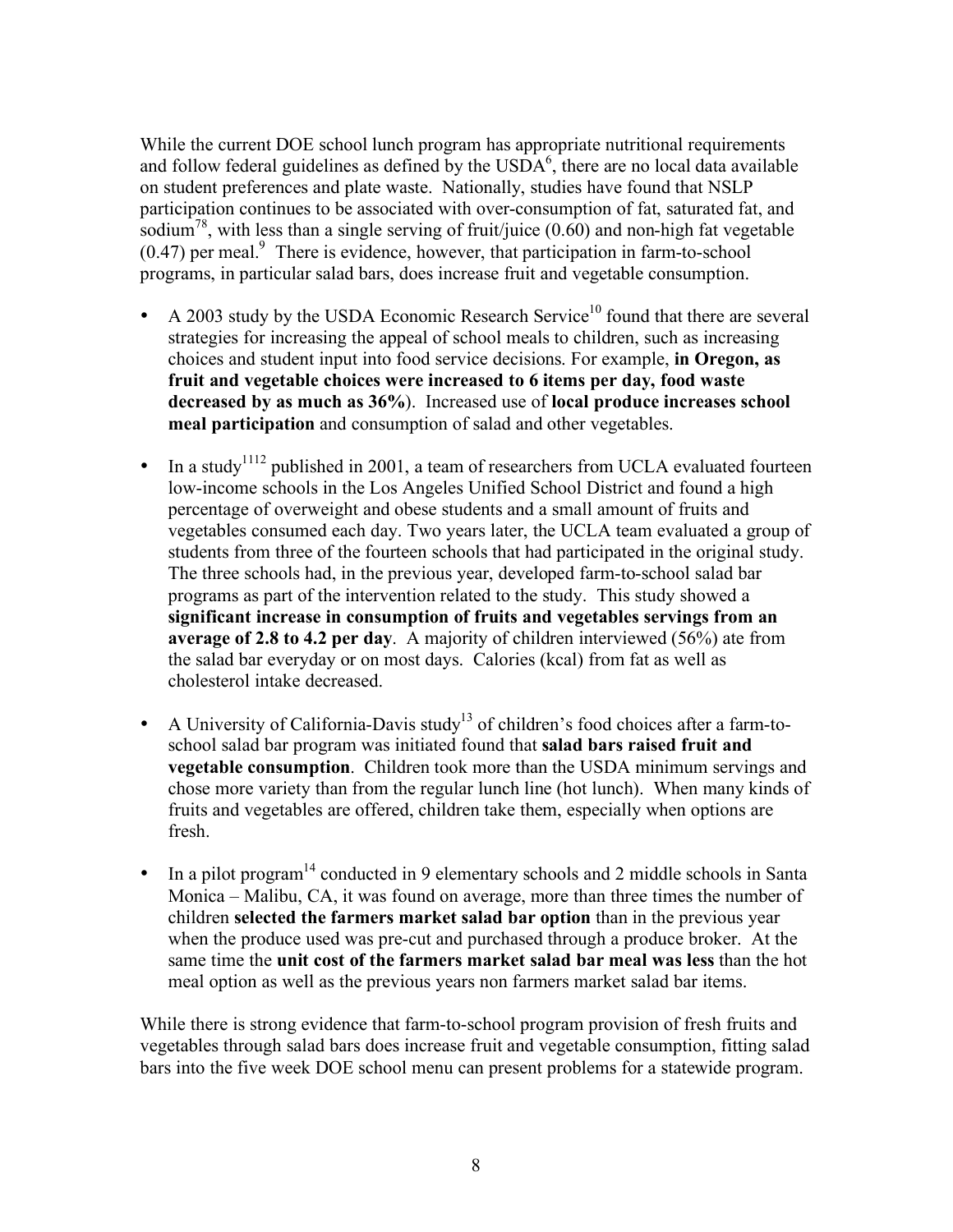While the current DOE school lunch program has appropriate nutritional requirements and follow federal guidelines as defined by the USDA[6], there are no local data available on student preferences and plate waste. Nationally, studies have found that NSLP participation continues to be associated with over-consumption of fat, saturated fat, and sodium[7,8], with less than a single serving of fruit/juice (0.60) and non-high fat vegetable (0.47) per meal.[9] There is evidence, however, that participation in farm-to-school programs, in particular salad bars, does increase fruit and vegetable consumption.

- A 2003 study by the USDA Economic Research Service[10] found that there are several strategies for increasing the appeal of school meals to children, such as increasing choices and student input into food service decisions. For example, **in Oregon, as fruit and vegetable choices were increased to 6 items per day, food waste decreased by as much as 36%**). Increased use of **local produce increases school meal participation** and consumption of salad and other vegetables.

- In a study[11,12] published in 2001, a team of researchers from UCLA evaluated fourteen low-income schools in the Los Angeles Unified School District and found a high percentage of overweight and obese students and a small amount of fruits and vegetables consumed each day. Two years later, the UCLA team evaluated a group of students from three of the fourteen schools that had participated in the original study. The three schools had, in the previous year, developed farm-to-school salad bar programs as part of the intervention related to the study. This study showed a **significant increase in consumption of fruits and vegetables servings from an average of 2.8 to 4.2 per day**. A majority of children interviewed (56%) ate from the salad bar everyday or on most days. Calories (kcal) from fat as well as cholesterol intake decreased.

- A University of California-Davis study[13] of children's food choices after a farm-to-school salad bar program was initiated found that **salad bars raised fruit and vegetable consumption**. Children took more than the USDA minimum servings and chose more variety than from the regular lunch line (hot lunch). When many kinds of fruits and vegetables are offered, children take them, especially when options are fresh.

- In a pilot program[14] conducted in 9 elementary schools and 2 middle schools in Santa Monica – Malibu, CA, it was found on average, more than three times the number of children **selected the farmers market salad bar option** than in the previous year when the produce used was pre-cut and purchased through a produce broker. At the same time the **unit cost of the farmers market salad bar meal was less** than the hot meal option as well as the previous years non farmers market salad bar items.

While there is strong evidence that farm-to-school program provision of fresh fruits and vegetables through salad bars does increase fruit and vegetable consumption, fitting salad bars into the five week DOE school menu can present problems for a statewide program.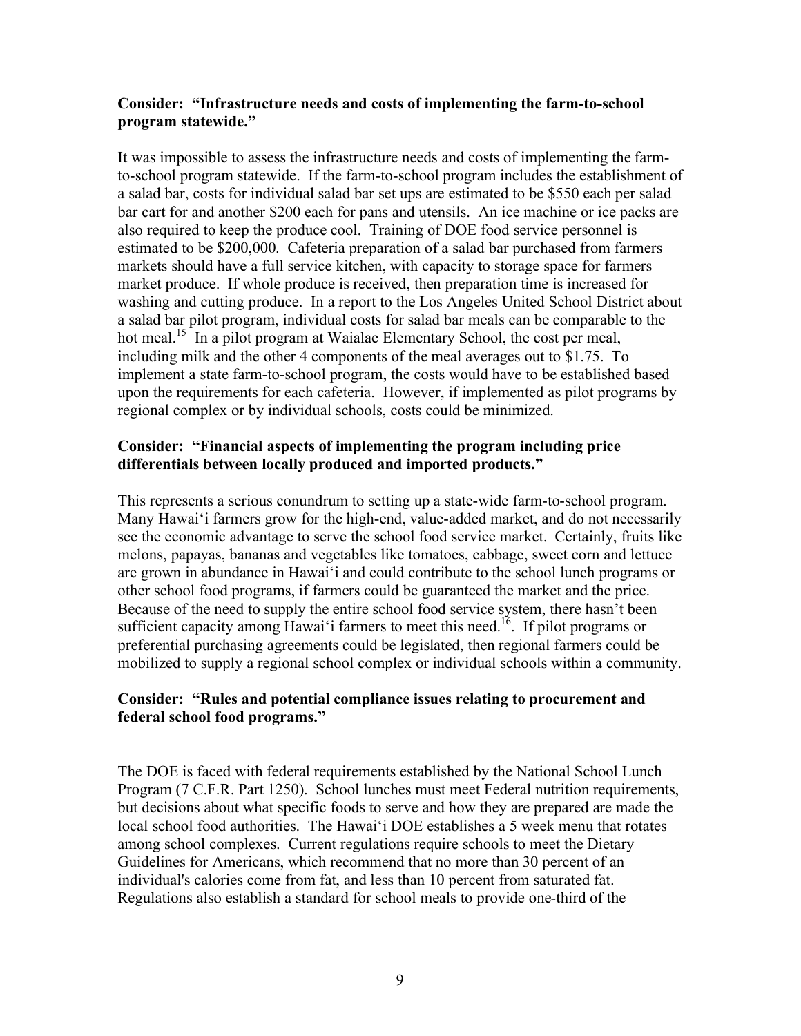**Consider: "Infrastructure needs and costs of implementing the farm-to-school program statewide."**

It was impossible to assess the infrastructure needs and costs of implementing the farm-to-school program statewide. If the farm-to-school program includes the establishment of a salad bar, costs for individual salad bar set ups are estimated to be \$550 each per salad bar cart for and another \$200 each for pans and utensils. An ice machine or ice packs are also required to keep the produce cool. Training of DOE food service personnel is estimated to be \$200,000. Cafeteria preparation of a salad bar purchased from farmers markets should have a full service kitchen, with capacity to storage space for farmers market produce. If whole produce is received, then preparation time is increased for washing and cutting produce. In a report to the Los Angeles United School District about a salad bar pilot program, individual costs for salad bar meals can be comparable to the hot meal.[15] In a pilot program at Waialae Elementary School, the cost per meal, including milk and the other 4 components of the meal averages out to \$1.75. To implement a state farm-to-school program, the costs would have to be established based upon the requirements for each cafeteria. However, if implemented as pilot programs by regional complex or by individual schools, costs could be minimized.

**Consider: "Financial aspects of implementing the program including price differentials between locally produced and imported products."**

This represents a serious conundrum to setting up a state-wide farm-to-school program. Many Hawai'i farmers grow for the high-end, value-added market, and do not necessarily see the economic advantage to serve the school food service market. Certainly, fruits like melons, papayas, bananas and vegetables like tomatoes, cabbage, sweet corn and lettuce are grown in abundance in Hawai'i and could contribute to the school lunch programs or other school food programs, if farmers could be guaranteed the market and the price. Because of the need to supply the entire school food service system, there hasn't been sufficient capacity among Hawai'i farmers to meet this need.[16]. If pilot programs or preferential purchasing agreements could be legislated, then regional farmers could be mobilized to supply a regional school complex or individual schools within a community.

**Consider: "Rules and potential compliance issues relating to procurement and federal school food programs."**

The DOE is faced with federal requirements established by the National School Lunch Program (7 C.F.R. Part 1250). School lunches must meet Federal nutrition requirements, but decisions about what specific foods to serve and how they are prepared are made the local school food authorities. The Hawai'i DOE establishes a 5 week menu that rotates among school complexes. Current regulations require schools to meet the Dietary Guidelines for Americans, which recommend that no more than 30 percent of an individual's calories come from fat, and less than 10 percent from saturated fat. Regulations also establish a standard for school meals to provide one-third of the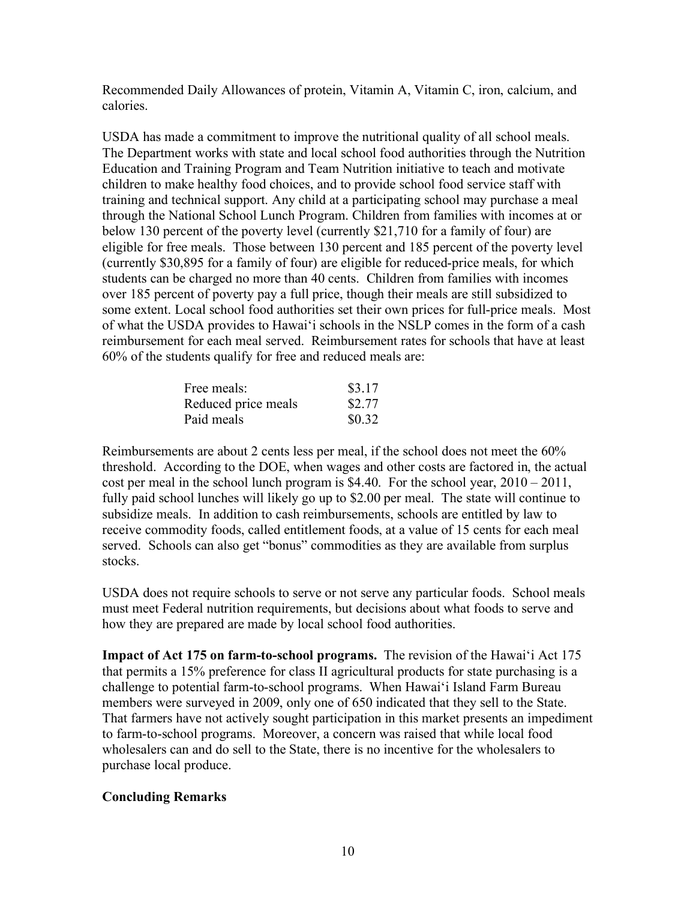Recommended Daily Allowances of protein, Vitamin A, Vitamin C, iron, calcium, and calories.

USDA has made a commitment to improve the nutritional quality of all school meals. The Department works with state and local school food authorities through the Nutrition Education and Training Program and Team Nutrition initiative to teach and motivate children to make healthy food choices, and to provide school food service staff with training and technical support. Any child at a participating school may purchase a meal through the National School Lunch Program. Children from families with incomes at or below 130 percent of the poverty level (currently $21,710 for a family of four) are eligible for free meals. Those between 130 percent and 185 percent of the poverty level (currently $30,895 for a family of four) are eligible for reduced-price meals, for which students can be charged no more than 40 cents. Children from families with incomes over 185 percent of poverty pay a full price, though their meals are still subsidized to some extent. Local school food authorities set their own prices for full-price meals. Most of what the USDA provides to Hawai'i schools in the NSLP comes in the form of a cash reimbursement for each meal served. Reimbursement rates for schools that have at least 60% of the students qualify for free and reduced meals are:

| | |
|---|---|
| Free meals: | $3.17 |
| Reduced price meals | $2.77 |
| Paid meals | $0.32 |

Reimbursements are about 2 cents less per meal, if the school does not meet the 60% threshold. According to the DOE, when wages and other costs are factored in, the actual cost per meal in the school lunch program is $4.40. For the school year, 2010 – 2011, fully paid school lunches will likely go up to $2.00 per meal. The state will continue to subsidize meals. In addition to cash reimbursements, schools are entitled by law to receive commodity foods, called entitlement foods, at a value of 15 cents for each meal served. Schools can also get "bonus" commodities as they are available from surplus stocks.

USDA does not require schools to serve or not serve any particular foods. School meals must meet Federal nutrition requirements, but decisions about what foods to serve and how they are prepared are made by local school food authorities.

**Impact of Act 175 on farm-to-school programs.** The revision of the Hawai'i Act 175 that permits a 15% preference for class II agricultural products for state purchasing is a challenge to potential farm-to-school programs. When Hawai'i Island Farm Bureau members were surveyed in 2009, only one of 650 indicated that they sell to the State. That farmers have not actively sought participation in this market presents an impediment to farm-to-school programs. Moreover, a concern was raised that while local food wholesalers can and do sell to the State, there is no incentive for the wholesalers to purchase local produce.

## Concluding Remarks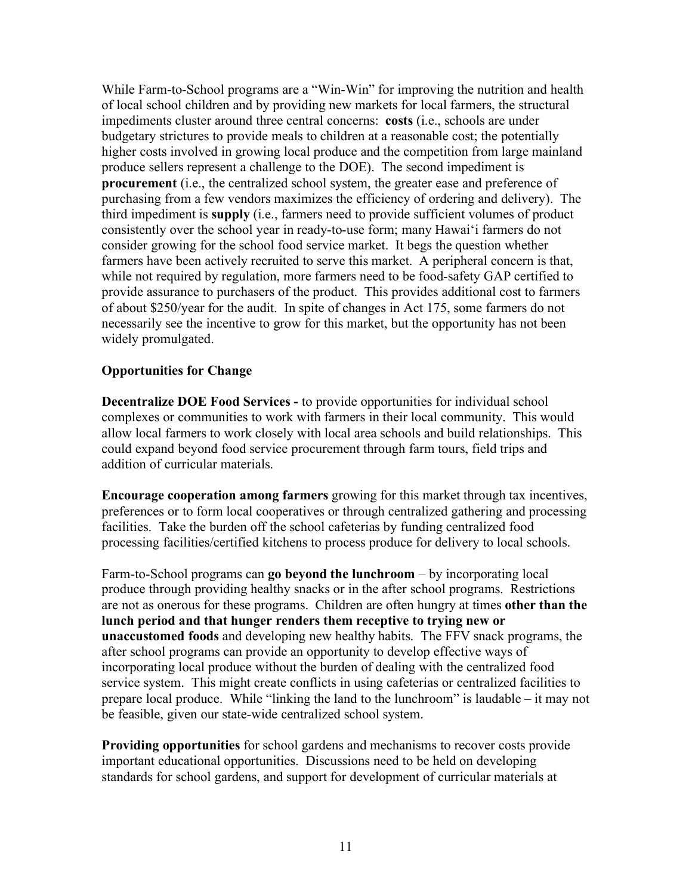While Farm-to-School programs are a "Win-Win" for improving the nutrition and health of local school children and by providing new markets for local farmers, the structural impediments cluster around three central concerns: **costs** (i.e., schools are under budgetary strictures to provide meals to children at a reasonable cost; the potentially higher costs involved in growing local produce and the competition from large mainland produce sellers represent a challenge to the DOE). The second impediment is **procurement** (i.e., the centralized school system, the greater ease and preference of purchasing from a few vendors maximizes the efficiency of ordering and delivery). The third impediment is **supply** (i.e., farmers need to provide sufficient volumes of product consistently over the school year in ready-to-use form; many Hawai'i farmers do not consider growing for the school food service market. It begs the question whether farmers have been actively recruited to serve this market. A peripheral concern is that, while not required by regulation, more farmers need to be food-safety GAP certified to provide assurance to purchasers of the product. This provides additional cost to farmers of about $250/year for the audit. In spite of changes in Act 175, some farmers do not necessarily see the incentive to grow for this market, but the opportunity has not been widely promulgated.

**Opportunities for Change**

**Decentralize DOE Food Services -** to provide opportunities for individual school complexes or communities to work with farmers in their local community. This would allow local farmers to work closely with local area schools and build relationships. This could expand beyond food service procurement through farm tours, field trips and addition of curricular materials.

**Encourage cooperation among farmers** growing for this market through tax incentives, preferences or to form local cooperatives or through centralized gathering and processing facilities. Take the burden off the school cafeterias by funding centralized food processing facilities/certified kitchens to process produce for delivery to local schools.

Farm-to-School programs can **go beyond the lunchroom** – by incorporating local produce through providing healthy snacks or in the after school programs. Restrictions are not as onerous for these programs. Children are often hungry at times **other than the lunch period and that hunger renders them receptive to trying new or unaccustomed foods** and developing new healthy habits. The FFV snack programs, the after school programs can provide an opportunity to develop effective ways of incorporating local produce without the burden of dealing with the centralized food service system. This might create conflicts in using cafeterias or centralized facilities to prepare local produce. While "linking the land to the lunchroom" is laudable – it may not be feasible, given our state-wide centralized school system.

**Providing opportunities** for school gardens and mechanisms to recover costs provide important educational opportunities. Discussions need to be held on developing standards for school gardens, and support for development of curricular materials at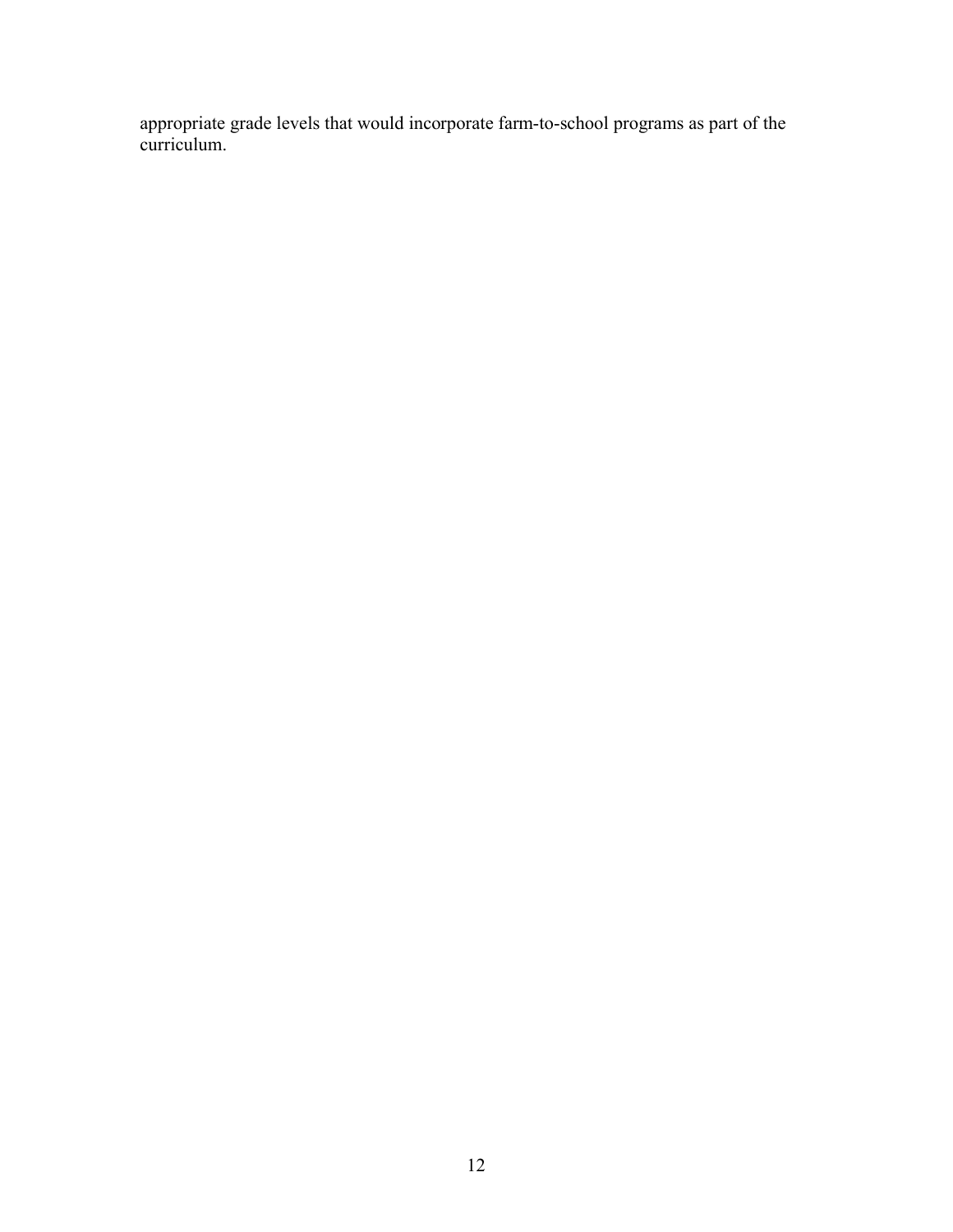appropriate grade levels that would incorporate farm-to-school programs as part of the curriculum.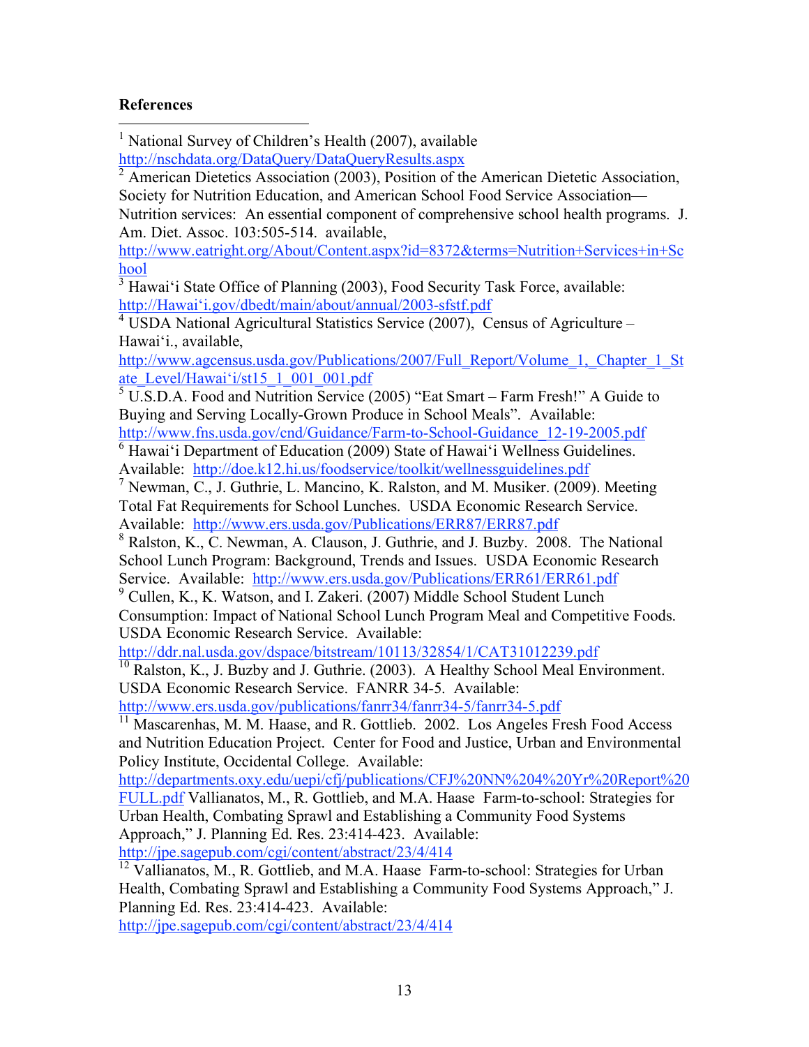**References**

[1] National Survey of Children's Health (2007), available http://nschdata.org/DataQuery/DataQueryResults.aspx

[2] American Dietetics Association (2003), Position of the American Dietetic Association, Society for Nutrition Education, and American School Food Service Association—Nutrition services: An essential component of comprehensive school health programs. J. Am. Diet. Assoc. 103:505-514. available, http://www.eatright.org/About/Content.aspx?id=8372&terms=Nutrition+Services+in+School

[3] Hawai'i State Office of Planning (2003), Food Security Task Force, available: http://Hawai'i.gov/dbedt/main/about/annual/2003-sfstf.pdf

[4] USDA National Agricultural Statistics Service (2007), Census of Agriculture – Hawai'i., available, http://www.agcensus.usda.gov/Publications/2007/Full_Report/Volume_1,_Chapter_1_State_Level/Hawai'i/st15_1_001_001.pdf

[5] U.S.D.A. Food and Nutrition Service (2005) "Eat Smart – Farm Fresh!" A Guide to Buying and Serving Locally-Grown Produce in School Meals". Available: http://www.fns.usda.gov/cnd/Guidance/Farm-to-School-Guidance_12-19-2005.pdf

[6] Hawai'i Department of Education (2009) State of Hawai'i Wellness Guidelines. Available: http://doe.k12.hi.us/foodservice/toolkit/wellnessguidelines.pdf

[7] Newman, C., J. Guthrie, L. Mancino, K. Ralston, and M. Musiker. (2009). Meeting Total Fat Requirements for School Lunches. USDA Economic Research Service. Available: http://www.ers.usda.gov/Publications/ERR87/ERR87.pdf

[8] Ralston, K., C. Newman, A. Clauson, J. Guthrie, and J. Buzby. 2008. The National School Lunch Program: Background, Trends and Issues. USDA Economic Research Service. Available: http://www.ers.usda.gov/Publications/ERR61/ERR61.pdf

[9] Cullen, K., K. Watson, and I. Zakeri. (2007) Middle School Student Lunch Consumption: Impact of National School Lunch Program Meal and Competitive Foods. USDA Economic Research Service. Available: http://ddr.nal.usda.gov/dspace/bitstream/10113/32854/1/CAT31012239.pdf

[10] Ralston, K., J. Buzby and J. Guthrie. (2003). A Healthy School Meal Environment. USDA Economic Research Service. FANRR 34-5. Available: http://www.ers.usda.gov/publications/fanrr34/fanrr34-5/fanrr34-5.pdf

[11] Mascarenhas, M. M. Haase, and R. Gottlieb. 2002. Los Angeles Fresh Food Access and Nutrition Education Project. Center for Food and Justice, Urban and Environmental Policy Institute, Occidental College. Available: http://departments.oxy.edu/uepi/cfj/publications/CFJ%20NN%204%20Yr%20Report%20FULL.pdf Vallianatos, M., R. Gottlieb, and M.A. Haase Farm-to-school: Strategies for Urban Health, Combating Sprawl and Establishing a Community Food Systems Approach," J. Planning Ed. Res. 23:414-423. Available: http://jpe.sagepub.com/cgi/content/abstract/23/4/414

[12] Vallianatos, M., R. Gottlieb, and M.A. Haase Farm-to-school: Strategies for Urban Health, Combating Sprawl and Establishing a Community Food Systems Approach," J. Planning Ed. Res. 23:414-423. Available: http://jpe.sagepub.com/cgi/content/abstract/23/4/414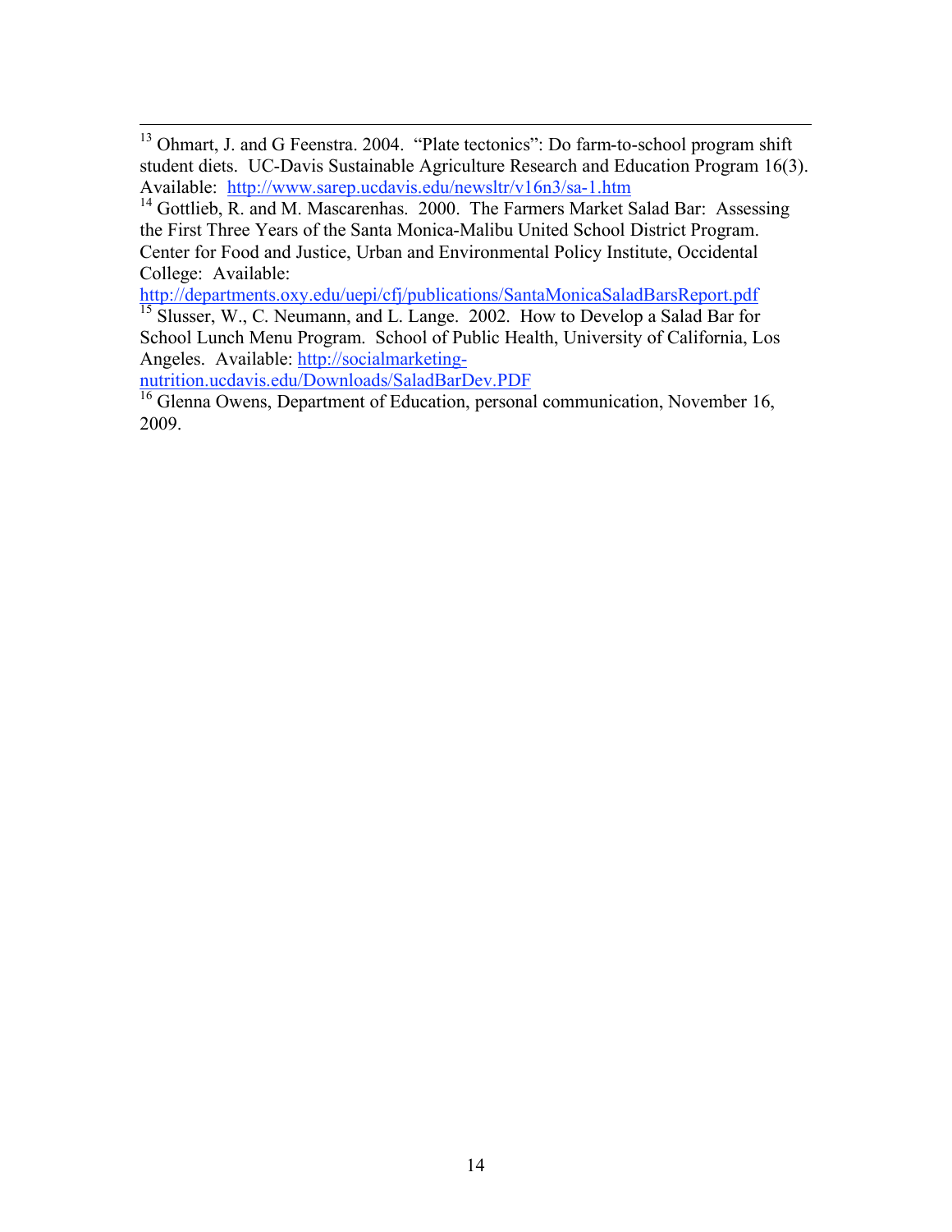[13] Ohmart, J. and G Feenstra. 2004. "Plate tectonics": Do farm-to-school program shift student diets. UC-Davis Sustainable Agriculture Research and Education Program 16(3). Available: http://www.sarep.ucdavis.edu/newsltr/v16n3/sa-1.htm

[14] Gottlieb, R. and M. Mascarenhas. 2000. The Farmers Market Salad Bar: Assessing the First Three Years of the Santa Monica-Malibu United School District Program. Center for Food and Justice, Urban and Environmental Policy Institute, Occidental College: Available: http://departments.oxy.edu/uepi/cfj/publications/SantaMonicaSaladBarsReport.pdf

[15] Slusser, W., C. Neumann, and L. Lange. 2002. How to Develop a Salad Bar for School Lunch Menu Program. School of Public Health, University of California, Los Angeles. Available: http://socialmarketing-nutrition.ucdavis.edu/Downloads/SaladBarDev.PDF

[16] Glenna Owens, Department of Education, personal communication, November 16, 2009.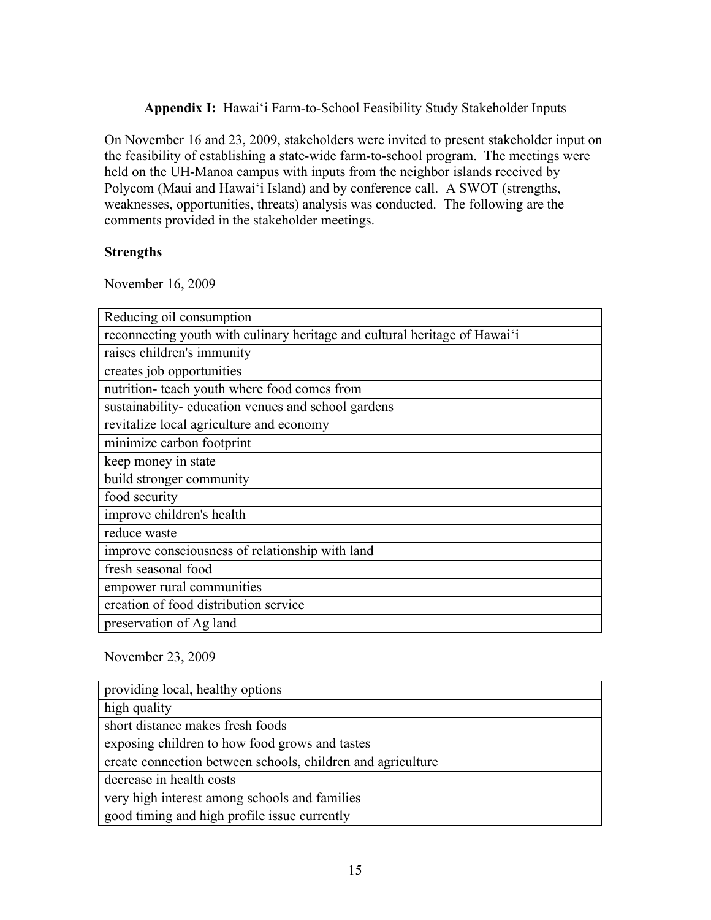**Appendix I:** Hawai'i Farm-to-School Feasibility Study Stakeholder Inputs

On November 16 and 23, 2009, stakeholders were invited to present stakeholder input on the feasibility of establishing a state-wide farm-to-school program. The meetings were held on the UH-Manoa campus with inputs from the neighbor islands received by Polycom (Maui and Hawai'i Island) and by conference call. A SWOT (strengths, weaknesses, opportunities, threats) analysis was conducted. The following are the comments provided in the stakeholder meetings.

**Strengths**

November 16, 2009

| |
|---|
| Reducing oil consumption |
| reconnecting youth with culinary heritage and cultural heritage of Hawai'i |
| raises children's immunity |
| creates job opportunities |
| nutrition- teach youth where food comes from |
| sustainability- education venues and school gardens |
| revitalize local agriculture and economy |
| minimize carbon footprint |
| keep money in state |
| build stronger community |
| food security |
| improve children's health |
| reduce waste |
| improve consciousness of relationship with land |
| fresh seasonal food |
| empower rural communities |
| creation of food distribution service |
| preservation of Ag land |

November 23, 2009

| |
|---|
| providing local, healthy options |
| high quality |
| short distance makes fresh foods |
| exposing children to how food grows and tastes |
| create connection between schools, children and agriculture |
| decrease in health costs |
| very high interest among schools and families |
| good timing and high profile issue currently |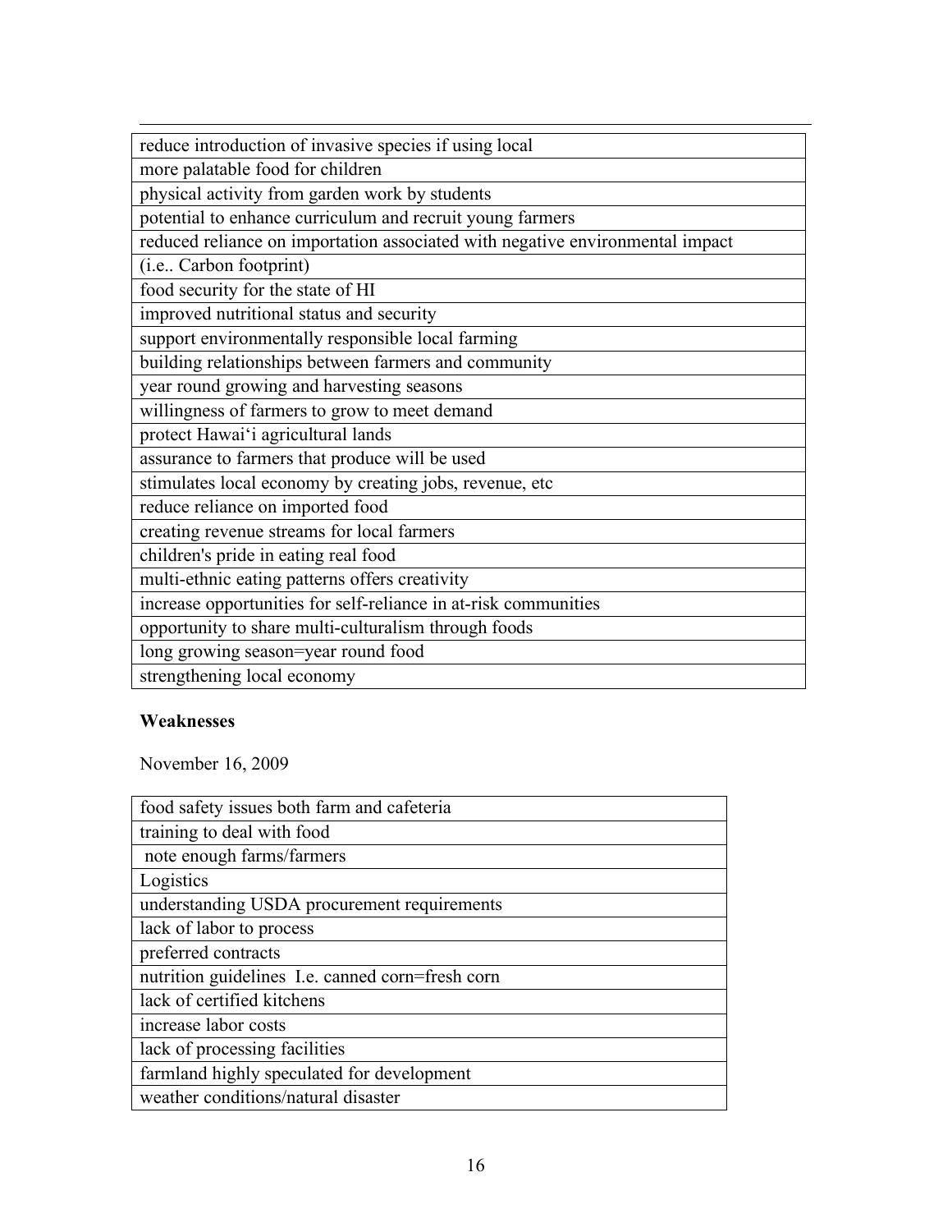| reduce introduction of invasive species if using local |
| --- |
| more palatable food for children |
| physical activity from garden work by students |
| potential to enhance curriculum and recruit young farmers |
| reduced reliance on importation associated with negative environmental impact |
| (i.e.. Carbon footprint) |
| food security for the state of HI |
| improved nutritional status and security |
| support environmentally responsible local farming |
| building relationships between farmers and community |
| year round growing and harvesting seasons |
| willingness of farmers to grow to meet demand |
| protect Hawaiʻi agricultural lands |
| assurance to farmers that produce will be used |
| stimulates local economy by creating jobs, revenue, etc |
| reduce reliance on imported food |
| creating revenue streams for local farmers |
| children's pride in eating real food |
| multi-ethnic eating patterns offers creativity |
| increase opportunities for self-reliance in at-risk communities |
| opportunity to share multi-culturalism through foods |
| long growing season=year round food |
| strengthening local economy |

**Weaknesses**

November 16, 2009

| food safety issues both farm and cafeteria |
| --- |
| training to deal with food |
| note enough farms/farmers |
| Logistics |
| understanding USDA procurement requirements |
| lack of labor to process |
| preferred contracts |
| nutrition guidelines I.e. canned corn=fresh corn |
| lack of certified kitchens |
| increase labor costs |
| lack of processing facilities |
| farmland highly speculated for development |
| weather conditions/natural disaster |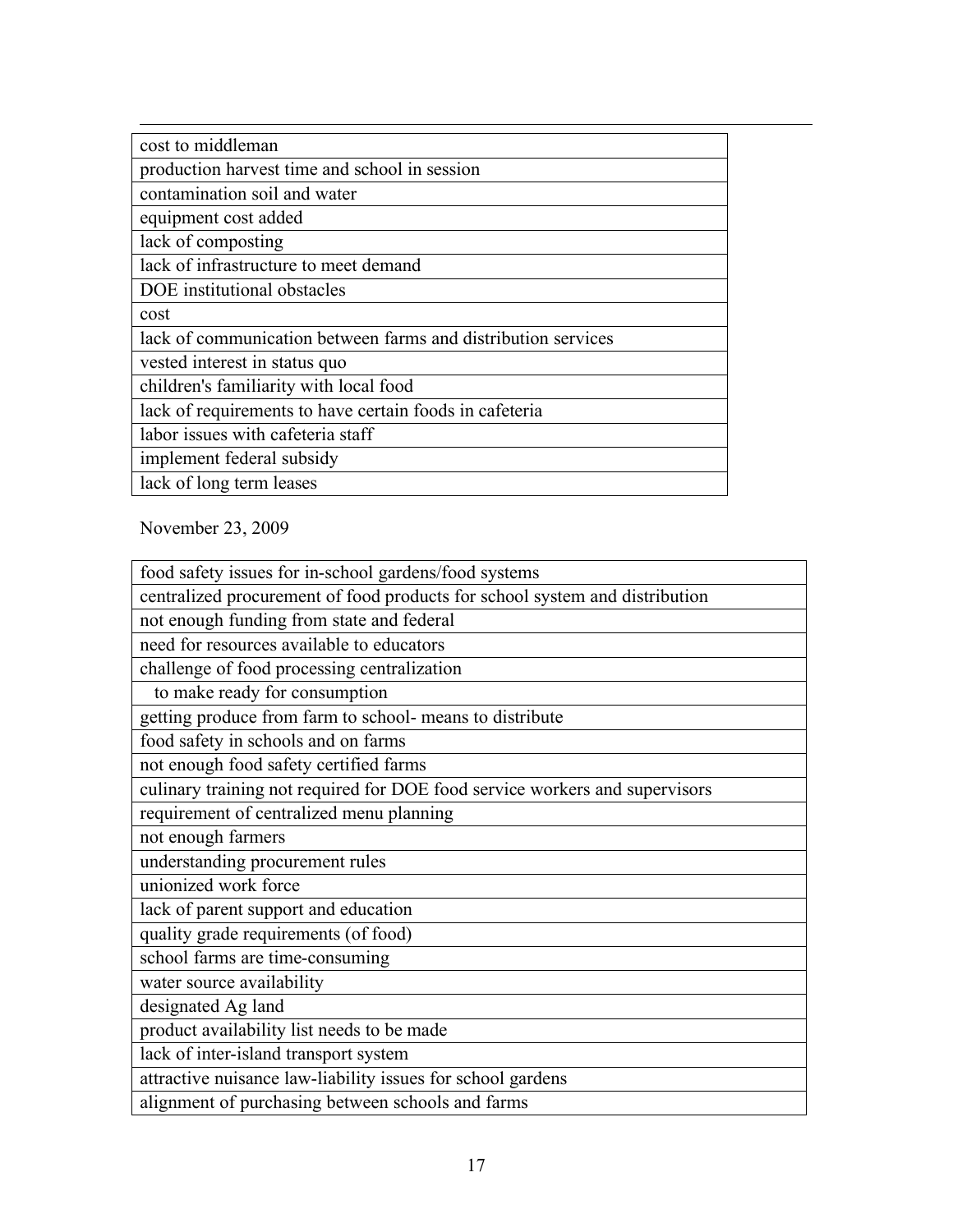| cost to middleman |
|---|
| production harvest time and school in session |
| contamination soil and water |
| equipment cost added |
| lack of composting |
| lack of infrastructure to meet demand |
| DOE institutional obstacles |
| cost |
| lack of communication between farms and distribution services |
| vested interest in status quo |
| children's familiarity with local food |
| lack of requirements to have certain foods in cafeteria |
| labor issues with cafeteria staff |
| implement federal subsidy |
| lack of long term leases |

November 23, 2009

| food safety issues for in-school gardens/food systems |
|---|
| centralized procurement of food products for school system and distribution |
| not enough funding from state and federal |
| need for resources available to educators |
| challenge of food processing centralization |
| to make ready for consumption |
| getting produce from farm to school- means to distribute |
| food safety in schools and on farms |
| not enough food safety certified farms |
| culinary training not required for DOE food service workers and supervisors |
| requirement of centralized menu planning |
| not enough farmers |
| understanding procurement rules |
| unionized work force |
| lack of parent support and education |
| quality grade requirements (of food) |
| school farms are time-consuming |
| water source availability |
| designated Ag land |
| product availability list needs to be made |
| lack of inter-island transport system |
| attractive nuisance law-liability issues for school gardens |
| alignment of purchasing between schools and farms |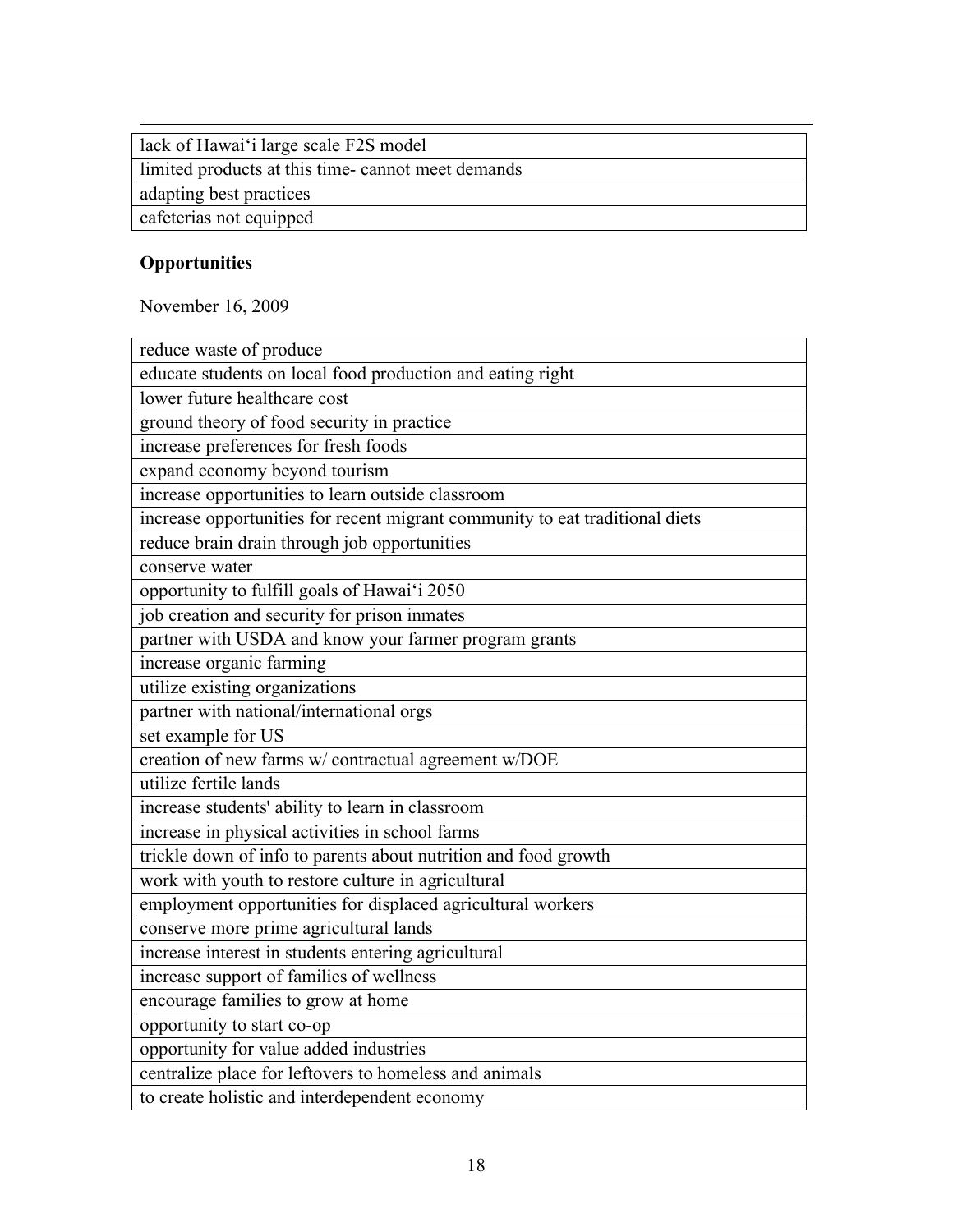| lack of Hawai‘i large scale F2S model |
| --- |
| limited products at this time- cannot meet demands |
| adapting best practices |
| cafeterias not equipped |

**Opportunities**

November 16, 2009

| reduce waste of produce |
| --- |
| educate students on local food production and eating right |
| lower future healthcare cost |
| ground theory of food security in practice |
| increase preferences for fresh foods |
| expand economy beyond tourism |
| increase opportunities to learn outside classroom |
| increase opportunities for recent migrant community to eat traditional diets |
| reduce brain drain through job opportunities |
| conserve water |
| opportunity to fulfill goals of Hawai‘i 2050 |
| job creation and security for prison inmates |
| partner with USDA and know your farmer program grants |
| increase organic farming |
| utilize existing organizations |
| partner with national/international orgs |
| set example for US |
| creation of new farms w/ contractual agreement w/DOE |
| utilize fertile lands |
| increase students' ability to learn in classroom |
| increase in physical activities in school farms |
| trickle down of info to parents about nutrition and food growth |
| work with youth to restore culture in agricultural |
| employment opportunities for displaced agricultural workers |
| conserve more prime agricultural lands |
| increase interest in students entering agricultural |
| increase support of families of wellness |
| encourage families to grow at home |
| opportunity to start co-op |
| opportunity for value added industries |
| centralize place for leftovers to homeless and animals |
| to create holistic and interdependent economy |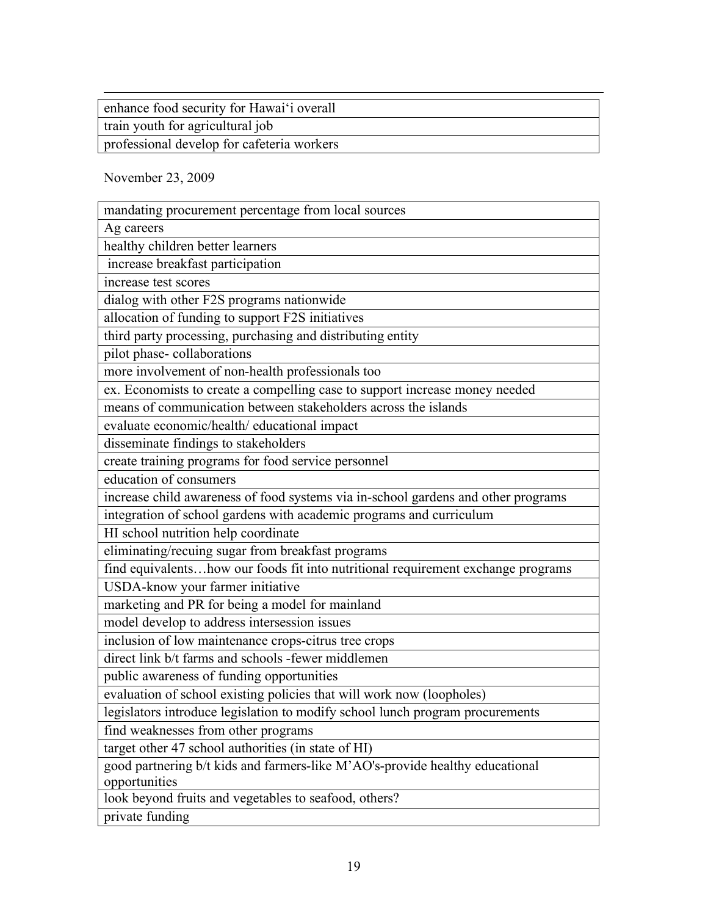| enhance food security for Hawai‘i overall |
|---|
| train youth for agricultural job |
| professional develop for cafeteria workers |

November 23, 2009

| mandating procurement percentage from local sources |
|---|
| Ag careers |
| healthy children better learners |
| increase breakfast participation |
| increase test scores |
| dialog with other F2S programs nationwide |
| allocation of funding to support F2S initiatives |
| third party processing, purchasing and distributing entity |
| pilot phase- collaborations |
| more involvement of non-health professionals too |
| ex. Economists to create a compelling case to support increase money needed |
| means of communication between stakeholders across the islands |
| evaluate economic/health/ educational impact |
| disseminate findings to stakeholders |
| create training programs for food service personnel |
| education of consumers |
| increase child awareness of food systems via in-school gardens and other programs |
| integration of school gardens with academic programs and curriculum |
| HI school nutrition help coordinate |
| eliminating/recuing sugar from breakfast programs |
| find equivalents…how our foods fit into nutritional requirement exchange programs |
| USDA-know your farmer initiative |
| marketing and PR for being a model for mainland |
| model develop to address intersession issues |
| inclusion of low maintenance crops-citrus tree crops |
| direct link b/t farms and schools -fewer middlemen |
| public awareness of funding opportunities |
| evaluation of school existing policies that will work now (loopholes) |
| legislators introduce legislation to modify school lunch program procurements |
| find weaknesses from other programs |
| target other 47 school authorities (in state of HI) |
| good partnering b/t kids and farmers-like M’AO's-provide healthy educational opportunities |
| look beyond fruits and vegetables to seafood, others? |
| private funding |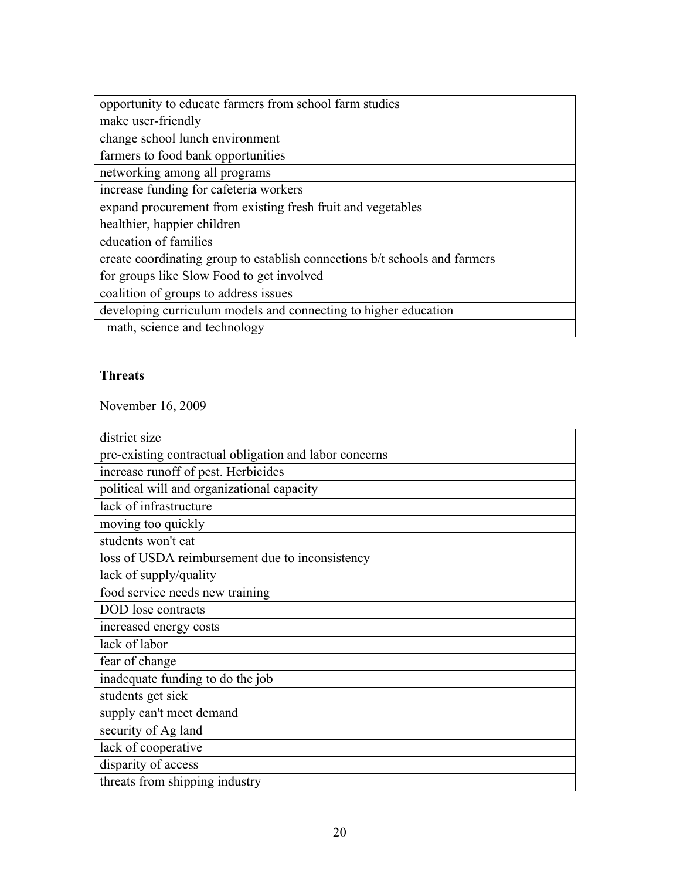| opportunity to educate farmers from school farm studies |
|---|
| make user-friendly |
| change school lunch environment |
| farmers to food bank opportunities |
| networking among all programs |
| increase funding for cafeteria workers |
| expand procurement from existing fresh fruit and vegetables |
| healthier, happier children |
| education of families |
| create coordinating group to establish connections b/t schools and farmers |
| for groups like Slow Food to get involved |
| coalition of groups to address issues |
| developing curriculum models and connecting to higher education |
| math, science and technology |

**Threats**

November 16, 2009

| district size |
|---|
| pre-existing contractual obligation and labor concerns |
| increase runoff of pest. Herbicides |
| political will and organizational capacity |
| lack of infrastructure |
| moving too quickly |
| students won't eat |
| loss of USDA reimbursement due to inconsistency |
| lack of supply/quality |
| food service needs new training |
| DOD lose contracts |
| increased energy costs |
| lack of labor |
| fear of change |
| inadequate funding to do the job |
| students get sick |
| supply can't meet demand |
| security of Ag land |
| lack of cooperative |
| disparity of access |
| threats from shipping industry |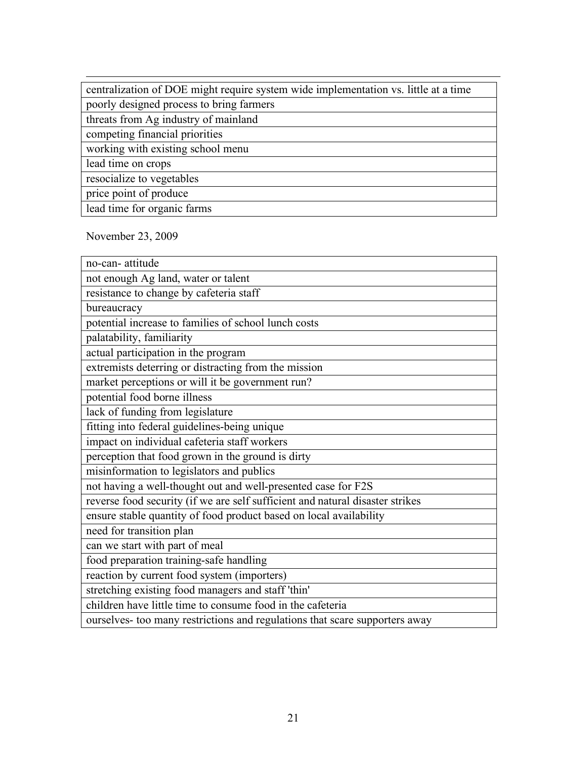| centralization of DOE might require system wide implementation vs. little at a time |
| --- |
| poorly designed process to bring farmers |
| threats from Ag industry of mainland |
| competing financial priorities |
| working with existing school menu |
| lead time on crops |
| resocialize to vegetables |
| price point of produce |
| lead time for organic farms |

November 23, 2009

| no-can- attitude |
| --- |
| not enough Ag land, water or talent |
| resistance to change by cafeteria staff |
| bureaucracy |
| potential increase to families of school lunch costs |
| palatability, familiarity |
| actual participation in the program |
| extremists deterring or distracting from the mission |
| market perceptions or will it be government run? |
| potential food borne illness |
| lack of funding from legislature |
| fitting into federal guidelines-being unique |
| impact on individual cafeteria staff workers |
| perception that food grown in the ground is dirty |
| misinformation to legislators and publics |
| not having a well-thought out and well-presented case for F2S |
| reverse food security (if we are self sufficient and natural disaster strikes |
| ensure stable quantity of food product based on local availability |
| need for transition plan |
| can we start with part of meal |
| food preparation training-safe handling |
| reaction by current food system (importers) |
| stretching existing food managers and staff 'thin' |
| children have little time to consume food in the cafeteria |
| ourselves- too many restrictions and regulations that scare supporters away |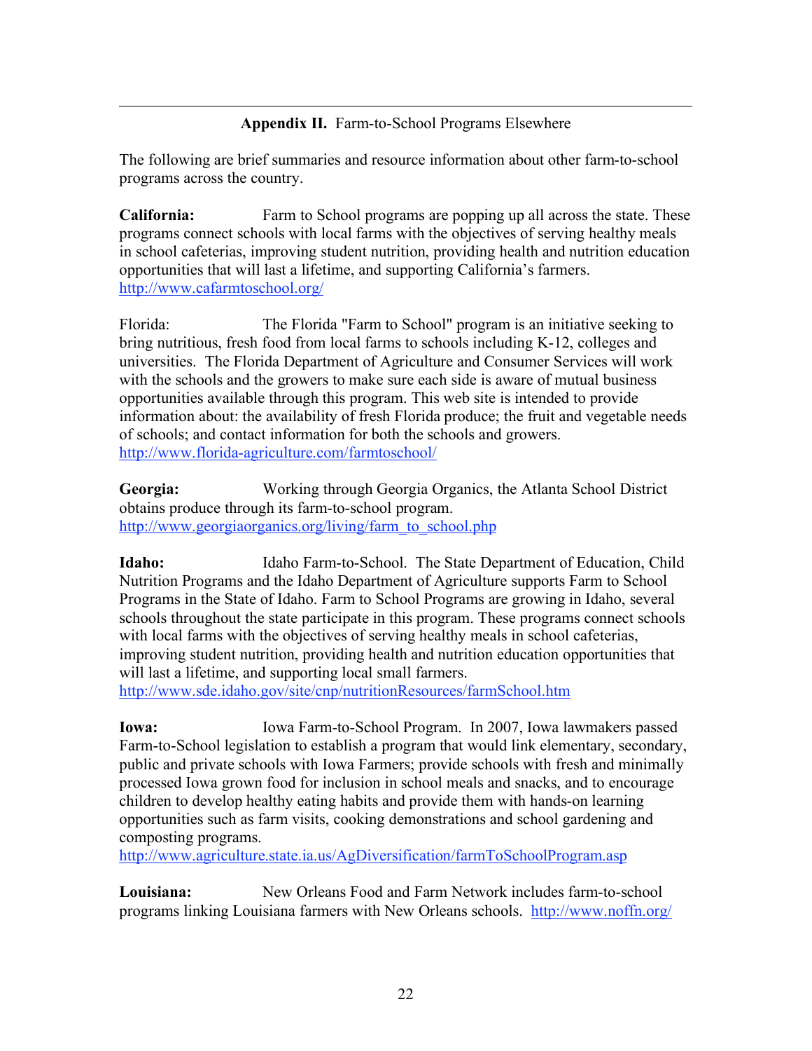## **Appendix II.** Farm-to-School Programs Elsewhere

The following are brief summaries and resource information about other farm-to-school programs across the country.

**California:** Farm to School programs are popping up all across the state. These programs connect schools with local farms with the objectives of serving healthy meals in school cafeterias, improving student nutrition, providing health and nutrition education opportunities that will last a lifetime, and supporting California's farmers. http://www.cafarmtoschool.org/

Florida: The Florida "Farm to School" program is an initiative seeking to bring nutritious, fresh food from local farms to schools including K-12, colleges and universities. The Florida Department of Agriculture and Consumer Services will work with the schools and the growers to make sure each side is aware of mutual business opportunities available through this program. This web site is intended to provide information about: the availability of fresh Florida produce; the fruit and vegetable needs of schools; and contact information for both the schools and growers. http://www.florida-agriculture.com/farmtoschool/

**Georgia:** Working through Georgia Organics, the Atlanta School District obtains produce through its farm-to-school program. http://www.georgiaorganics.org/living/farm_to_school.php

**Idaho:** Idaho Farm-to-School. The State Department of Education, Child Nutrition Programs and the Idaho Department of Agriculture supports Farm to School Programs in the State of Idaho. Farm to School Programs are growing in Idaho, several schools throughout the state participate in this program. These programs connect schools with local farms with the objectives of serving healthy meals in school cafeterias, improving student nutrition, providing health and nutrition education opportunities that will last a lifetime, and supporting local small farmers. http://www.sde.idaho.gov/site/cnp/nutritionResources/farmSchool.htm

**Iowa:** Iowa Farm-to-School Program. In 2007, Iowa lawmakers passed Farm-to-School legislation to establish a program that would link elementary, secondary, public and private schools with Iowa Farmers; provide schools with fresh and minimally processed Iowa grown food for inclusion in school meals and snacks, and to encourage children to develop healthy eating habits and provide them with hands-on learning opportunities such as farm visits, cooking demonstrations and school gardening and composting programs. http://www.agriculture.state.ia.us/AgDiversification/farmToSchoolProgram.asp

**Louisiana:** New Orleans Food and Farm Network includes farm-to-school programs linking Louisiana farmers with New Orleans schools. http://www.noffn.org/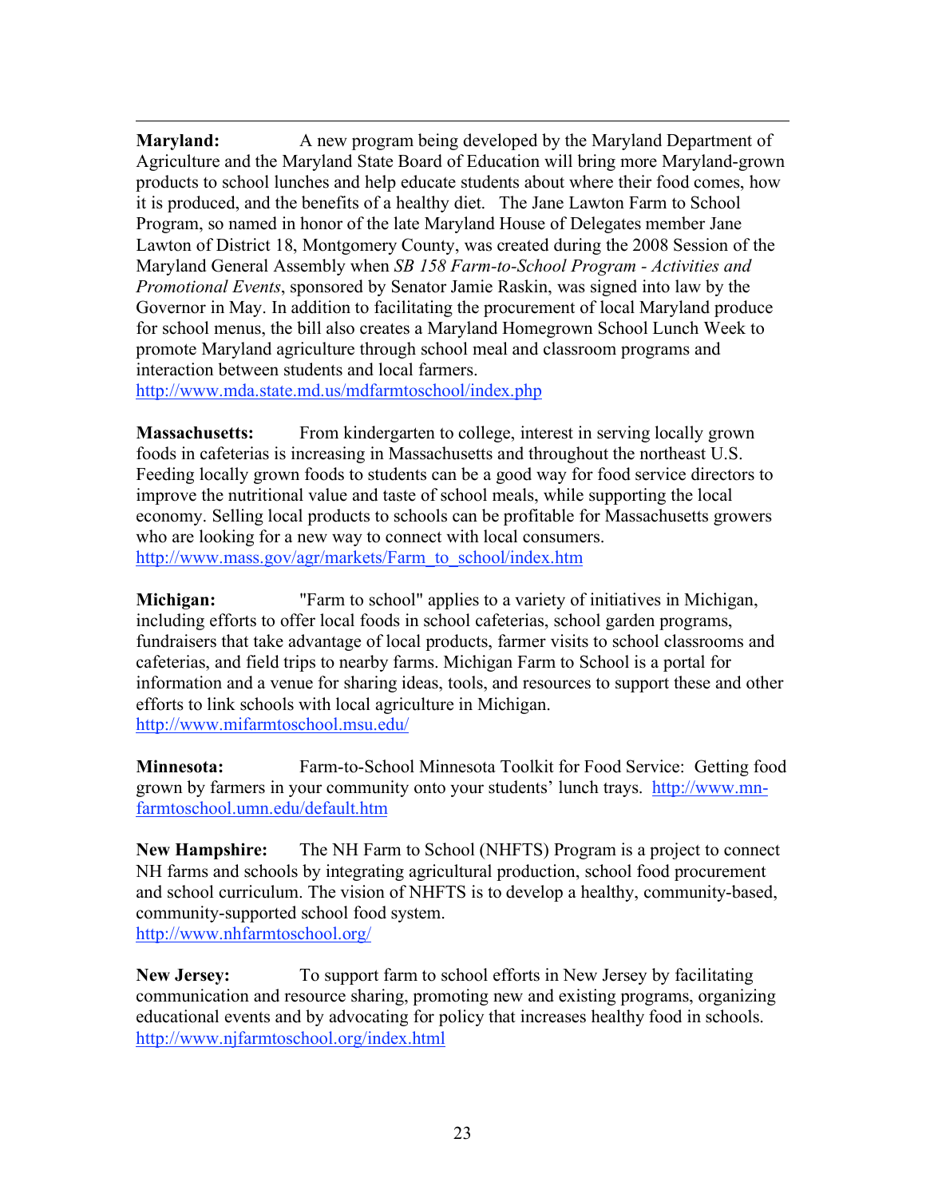**Maryland:** A new program being developed by the Maryland Department of Agriculture and the Maryland State Board of Education will bring more Maryland-grown products to school lunches and help educate students about where their food comes, how it is produced, and the benefits of a healthy diet. The Jane Lawton Farm to School Program, so named in honor of the late Maryland House of Delegates member Jane Lawton of District 18, Montgomery County, was created during the 2008 Session of the Maryland General Assembly when *SB 158 Farm-to-School Program - Activities and Promotional Events*, sponsored by Senator Jamie Raskin, was signed into law by the Governor in May. In addition to facilitating the procurement of local Maryland produce for school menus, the bill also creates a Maryland Homegrown School Lunch Week to promote Maryland agriculture through school meal and classroom programs and interaction between students and local farmers.
http://www.mda.state.md.us/mdfarmtoschool/index.php

**Massachusetts:** From kindergarten to college, interest in serving locally grown foods in cafeterias is increasing in Massachusetts and throughout the northeast U.S. Feeding locally grown foods to students can be a good way for food service directors to improve the nutritional value and taste of school meals, while supporting the local economy. Selling local products to schools can be profitable for Massachusetts growers who are looking for a new way to connect with local consumers.
http://www.mass.gov/agr/markets/Farm_to_school/index.htm

**Michigan:** "Farm to school" applies to a variety of initiatives in Michigan, including efforts to offer local foods in school cafeterias, school garden programs, fundraisers that take advantage of local products, farmer visits to school classrooms and cafeterias, and field trips to nearby farms. Michigan Farm to School is a portal for information and a venue for sharing ideas, tools, and resources to support these and other efforts to link schools with local agriculture in Michigan.
http://www.mifarmtoschool.msu.edu/

**Minnesota:** Farm-to-School Minnesota Toolkit for Food Service: Getting food grown by farmers in your community onto your students' lunch trays. http://www.mn-farmtoschool.umn.edu/default.htm

**New Hampshire:** The NH Farm to School (NHFTS) Program is a project to connect NH farms and schools by integrating agricultural production, school food procurement and school curriculum. The vision of NHFTS is to develop a healthy, community-based, community-supported school food system.
http://www.nhfarmtoschool.org/

**New Jersey:** To support farm to school efforts in New Jersey by facilitating communication and resource sharing, promoting new and existing programs, organizing educational events and by advocating for policy that increases healthy food in schools.
http://www.njfarmtoschool.org/index.html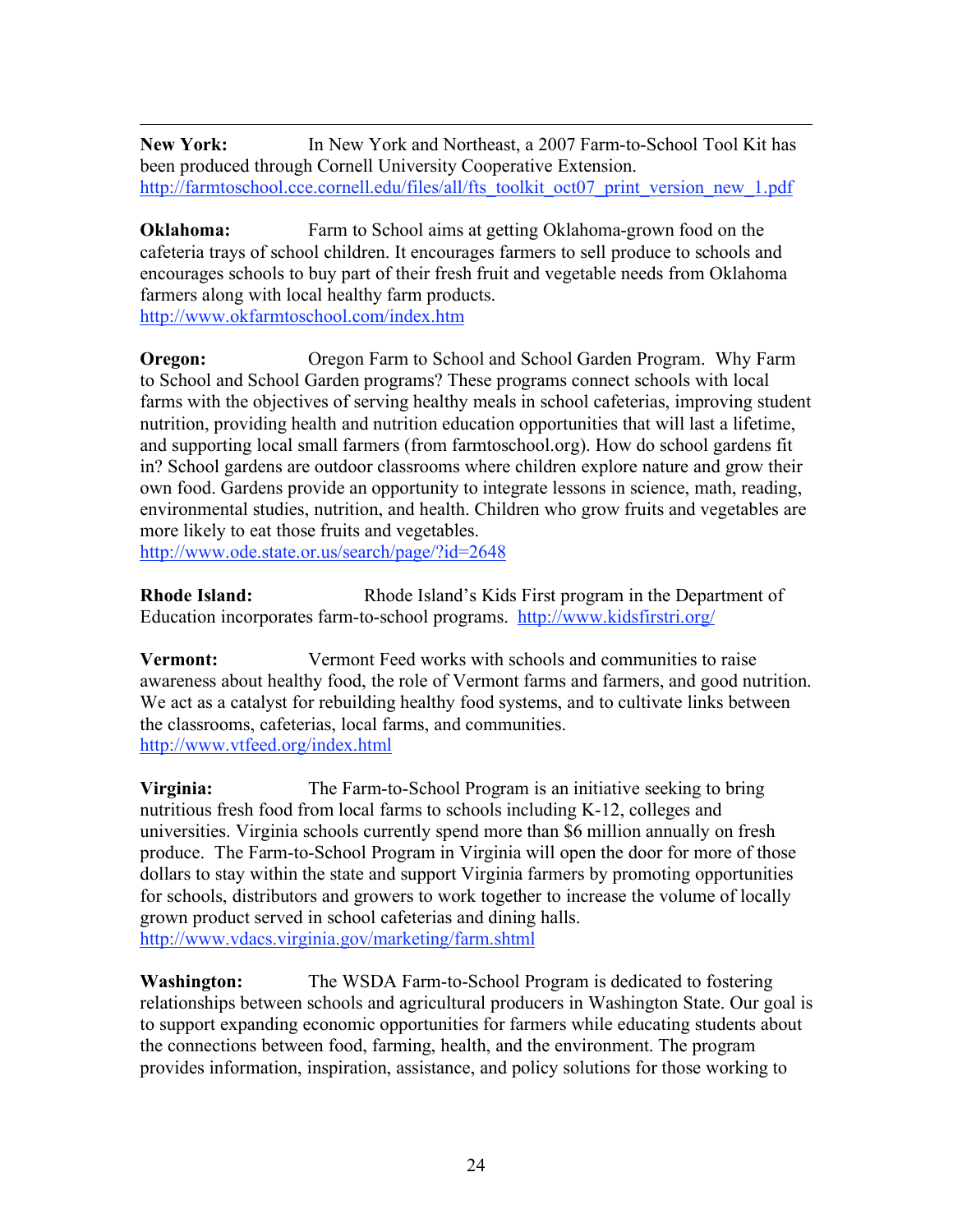**New York:** In New York and Northeast, a 2007 Farm-to-School Tool Kit has been produced through Cornell University Cooperative Extension. http://farmtoschool.cce.cornell.edu/files/all/fts_toolkit_oct07_print_version_new_1.pdf

**Oklahoma:** Farm to School aims at getting Oklahoma-grown food on the cafeteria trays of school children. It encourages farmers to sell produce to schools and encourages schools to buy part of their fresh fruit and vegetable needs from Oklahoma farmers along with local healthy farm products. http://www.okfarmtoschool.com/index.htm

**Oregon:** Oregon Farm to School and School Garden Program. Why Farm to School and School Garden programs? These programs connect schools with local farms with the objectives of serving healthy meals in school cafeterias, improving student nutrition, providing health and nutrition education opportunities that will last a lifetime, and supporting local small farmers (from farmtoschool.org). How do school gardens fit in? School gardens are outdoor classrooms where children explore nature and grow their own food. Gardens provide an opportunity to integrate lessons in science, math, reading, environmental studies, nutrition, and health. Children who grow fruits and vegetables are more likely to eat those fruits and vegetables. http://www.ode.state.or.us/search/page/?id=2648

**Rhode Island:** Rhode Island's Kids First program in the Department of Education incorporates farm-to-school programs. http://www.kidsfirstri.org/

**Vermont:** Vermont Feed works with schools and communities to raise awareness about healthy food, the role of Vermont farms and farmers, and good nutrition. We act as a catalyst for rebuilding healthy food systems, and to cultivate links between the classrooms, cafeterias, local farms, and communities. http://www.vtfeed.org/index.html

**Virginia:** The Farm-to-School Program is an initiative seeking to bring nutritious fresh food from local farms to schools including K-12, colleges and universities. Virginia schools currently spend more than $6 million annually on fresh produce. The Farm-to-School Program in Virginia will open the door for more of those dollars to stay within the state and support Virginia farmers by promoting opportunities for schools, distributors and growers to work together to increase the volume of locally grown product served in school cafeterias and dining halls. http://www.vdacs.virginia.gov/marketing/farm.shtml

**Washington:** The WSDA Farm-to-School Program is dedicated to fostering relationships between schools and agricultural producers in Washington State. Our goal is to support expanding economic opportunities for farmers while educating students about the connections between food, farming, health, and the environment. The program provides information, inspiration, assistance, and policy solutions for those working to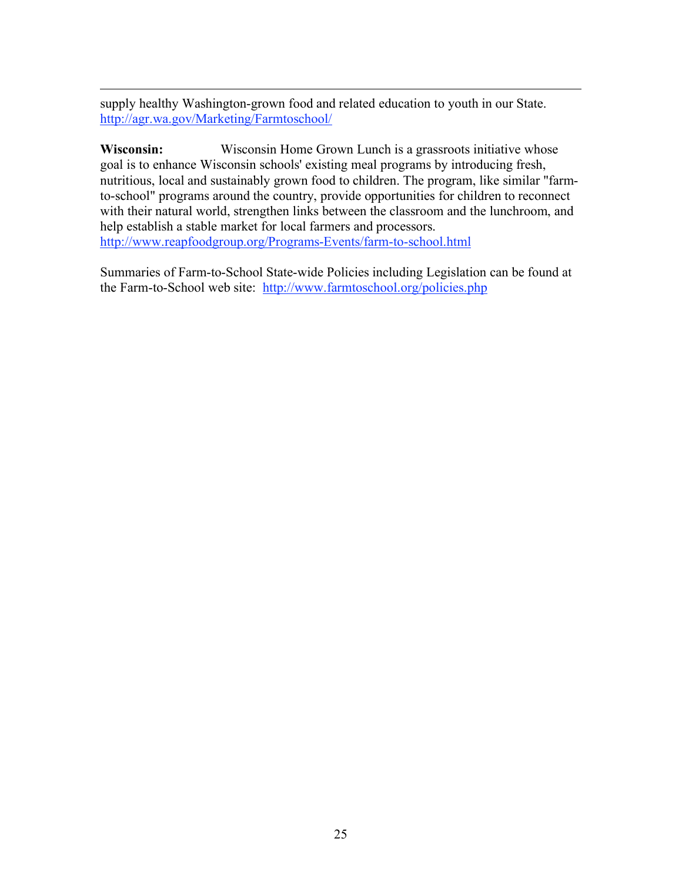supply healthy Washington-grown food and related education to youth in our State. http://agr.wa.gov/Marketing/Farmtoschool/

**Wisconsin:** Wisconsin Home Grown Lunch is a grassroots initiative whose goal is to enhance Wisconsin schools' existing meal programs by introducing fresh, nutritious, local and sustainably grown food to children. The program, like similar "farm-to-school" programs around the country, provide opportunities for children to reconnect with their natural world, strengthen links between the classroom and the lunchroom, and help establish a stable market for local farmers and processors. http://www.reapfoodgroup.org/Programs-Events/farm-to-school.html

Summaries of Farm-to-School State-wide Policies including Legislation can be found at the Farm-to-School web site: http://www.farmtoschool.org/policies.php